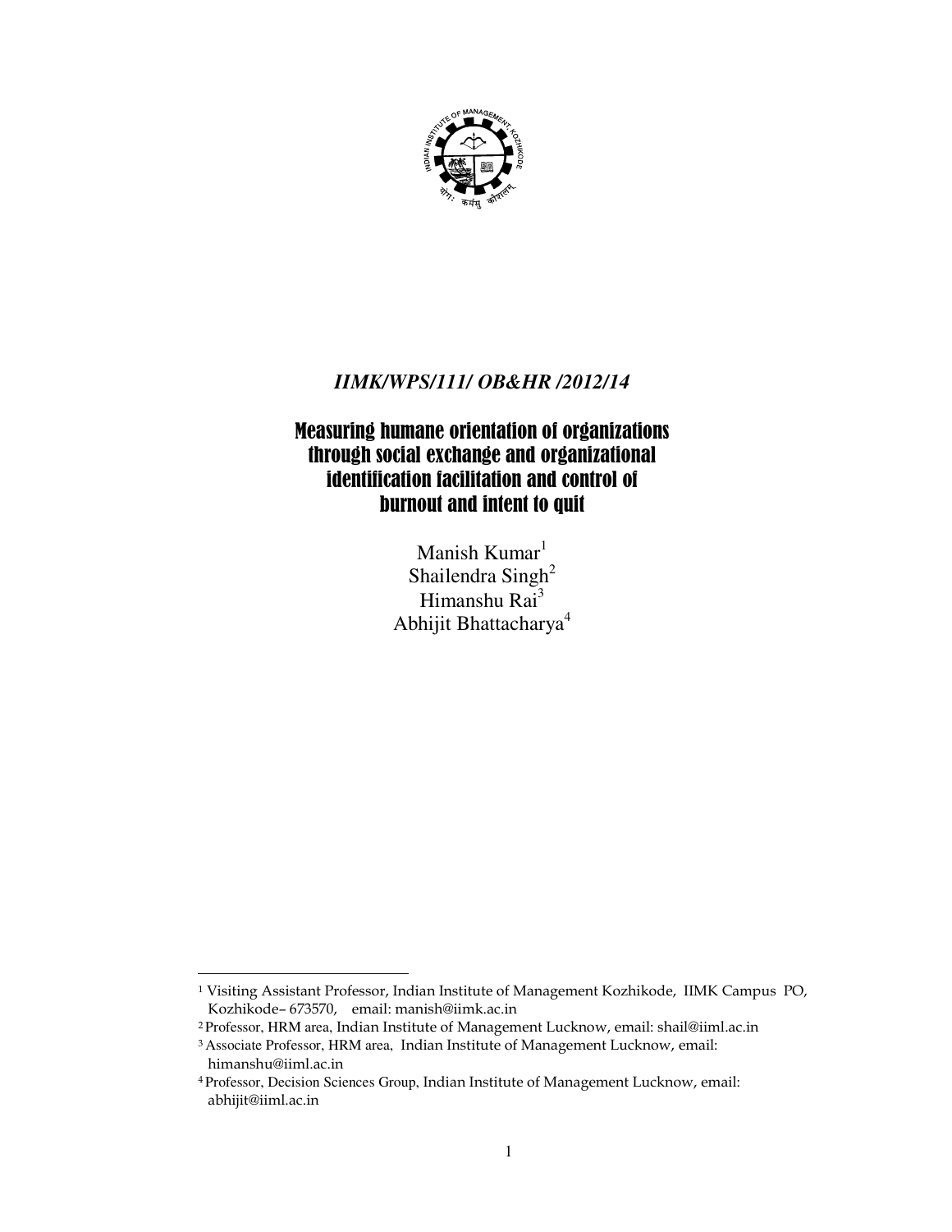*IIMK/WPS/111/ OB&HR /2012/14*

# Measuring humane orientation of organizations through social exchange and organizational identification facilitation and control of burnout and intent to quit

Manish Kumar[1]
Shailendra Singh[2]
Himanshu Rai[3]
Abhijit Bhattacharya[4]

---

[1] Visiting Assistant Professor, Indian Institute of Management Kozhikode, IIMK Campus PO, Kozhikode– 673570, email: manish@iimk.ac.in

[2] Professor, HRM area, Indian Institute of Management Lucknow, email: shail@iiml.ac.in

[3] Associate Professor, HRM area, Indian Institute of Management Lucknow, email: himanshu@iiml.ac.in

[4] Professor, Decision Sciences Group, Indian Institute of Management Lucknow, email: abhijit@iiml.ac.in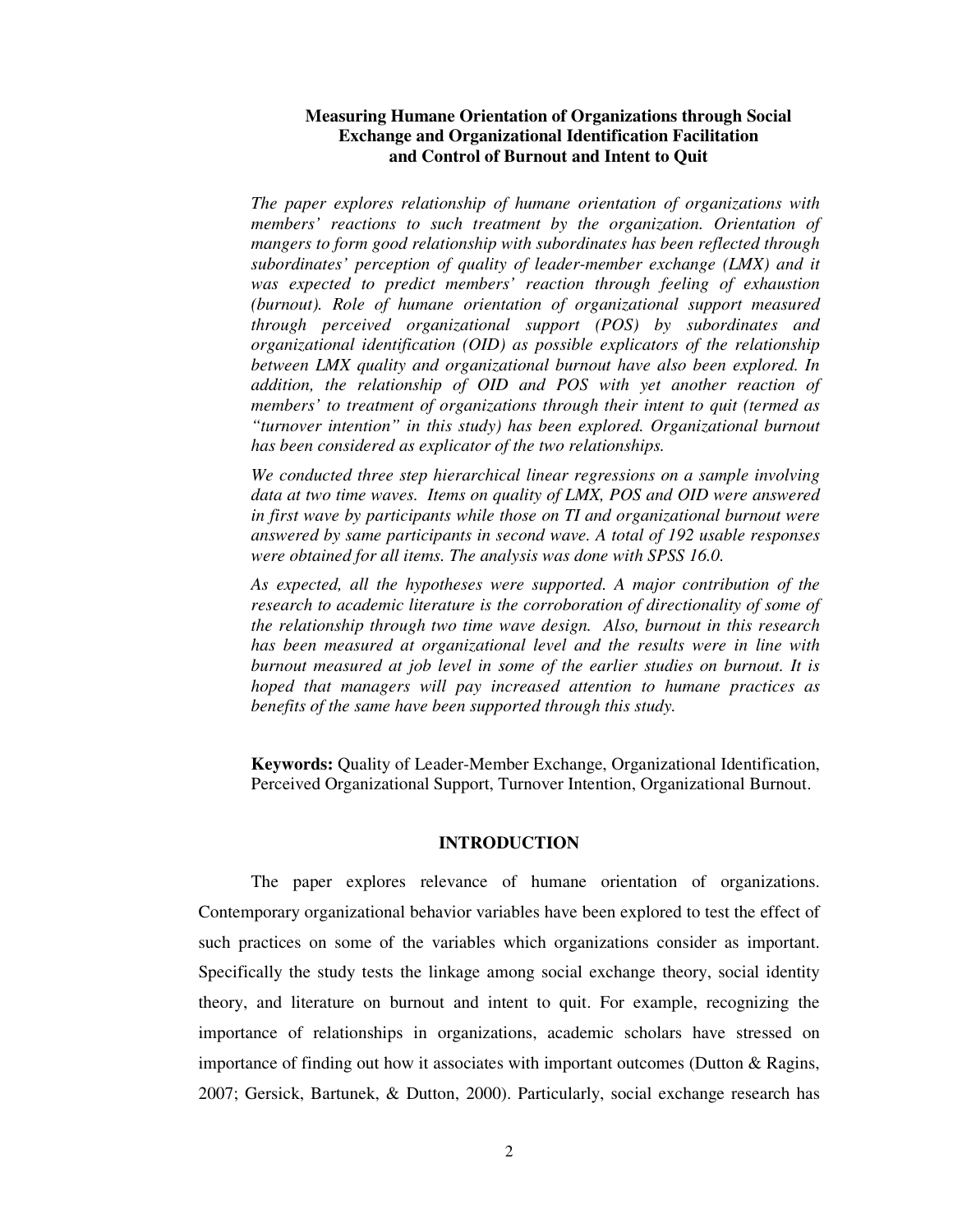# Measuring Humane Orientation of Organizations through Social Exchange and Organizational Identification Facilitation and Control of Burnout and Intent to Quit

*The paper explores relationship of humane orientation of organizations with members' reactions to such treatment by the organization. Orientation of mangers to form good relationship with subordinates has been reflected through subordinates' perception of quality of leader-member exchange (LMX) and it was expected to predict members' reaction through feeling of exhaustion (burnout). Role of humane orientation of organizational support measured through perceived organizational support (POS) by subordinates and organizational identification (OID) as possible explicators of the relationship between LMX quality and organizational burnout have also been explored. In addition, the relationship of OID and POS with yet another reaction of members' to treatment of organizations through their intent to quit (termed as "turnover intention" in this study) has been explored. Organizational burnout has been considered as explicator of the two relationships.*

*We conducted three step hierarchical linear regressions on a sample involving data at two time waves. Items on quality of LMX, POS and OID were answered in first wave by participants while those on TI and organizational burnout were answered by same participants in second wave. A total of 192 usable responses were obtained for all items. The analysis was done with SPSS 16.0.*

*As expected, all the hypotheses were supported. A major contribution of the research to academic literature is the corroboration of directionality of some of the relationship through two time wave design. Also, burnout in this research has been measured at organizational level and the results were in line with burnout measured at job level in some of the earlier studies on burnout. It is hoped that managers will pay increased attention to humane practices as benefits of the same have been supported through this study.*

**Keywords:** Quality of Leader-Member Exchange, Organizational Identification, Perceived Organizational Support, Turnover Intention, Organizational Burnout.

## INTRODUCTION

The paper explores relevance of humane orientation of organizations. Contemporary organizational behavior variables have been explored to test the effect of such practices on some of the variables which organizations consider as important. Specifically the study tests the linkage among social exchange theory, social identity theory, and literature on burnout and intent to quit. For example, recognizing the importance of relationships in organizations, academic scholars have stressed on importance of finding out how it associates with important outcomes (Dutton & Ragins, 2007; Gersick, Bartunek, & Dutton, 2000). Particularly, social exchange research has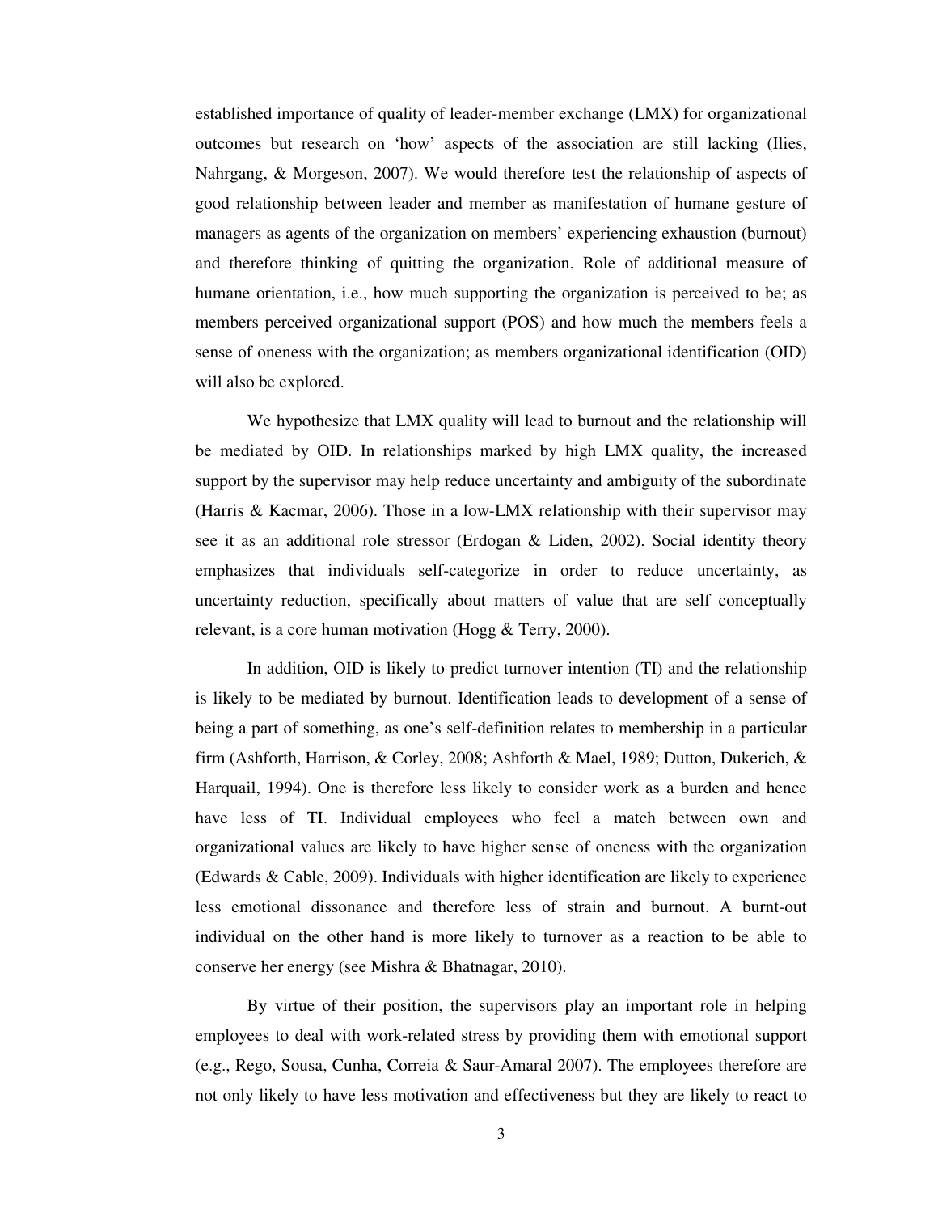established importance of quality of leader-member exchange (LMX) for organizational outcomes but research on 'how' aspects of the association are still lacking (Ilies, Nahrgang, & Morgeson, 2007). We would therefore test the relationship of aspects of good relationship between leader and member as manifestation of humane gesture of managers as agents of the organization on members' experiencing exhaustion (burnout) and therefore thinking of quitting the organization. Role of additional measure of humane orientation, i.e., how much supporting the organization is perceived to be; as members perceived organizational support (POS) and how much the members feels a sense of oneness with the organization; as members organizational identification (OID) will also be explored.

We hypothesize that LMX quality will lead to burnout and the relationship will be mediated by OID. In relationships marked by high LMX quality, the increased support by the supervisor may help reduce uncertainty and ambiguity of the subordinate (Harris & Kacmar, 2006). Those in a low-LMX relationship with their supervisor may see it as an additional role stressor (Erdogan & Liden, 2002). Social identity theory emphasizes that individuals self-categorize in order to reduce uncertainty, as uncertainty reduction, specifically about matters of value that are self conceptually relevant, is a core human motivation (Hogg & Terry, 2000).

In addition, OID is likely to predict turnover intention (TI) and the relationship is likely to be mediated by burnout. Identification leads to development of a sense of being a part of something, as one's self-definition relates to membership in a particular firm (Ashforth, Harrison, & Corley, 2008; Ashforth & Mael, 1989; Dutton, Dukerich, & Harquail, 1994). One is therefore less likely to consider work as a burden and hence have less of TI. Individual employees who feel a match between own and organizational values are likely to have higher sense of oneness with the organization (Edwards & Cable, 2009). Individuals with higher identification are likely to experience less emotional dissonance and therefore less of strain and burnout. A burnt-out individual on the other hand is more likely to turnover as a reaction to be able to conserve her energy (see Mishra & Bhatnagar, 2010).

By virtue of their position, the supervisors play an important role in helping employees to deal with work-related stress by providing them with emotional support (e.g., Rego, Sousa, Cunha, Correia & Saur-Amaral 2007). The employees therefore are not only likely to have less motivation and effectiveness but they are likely to react to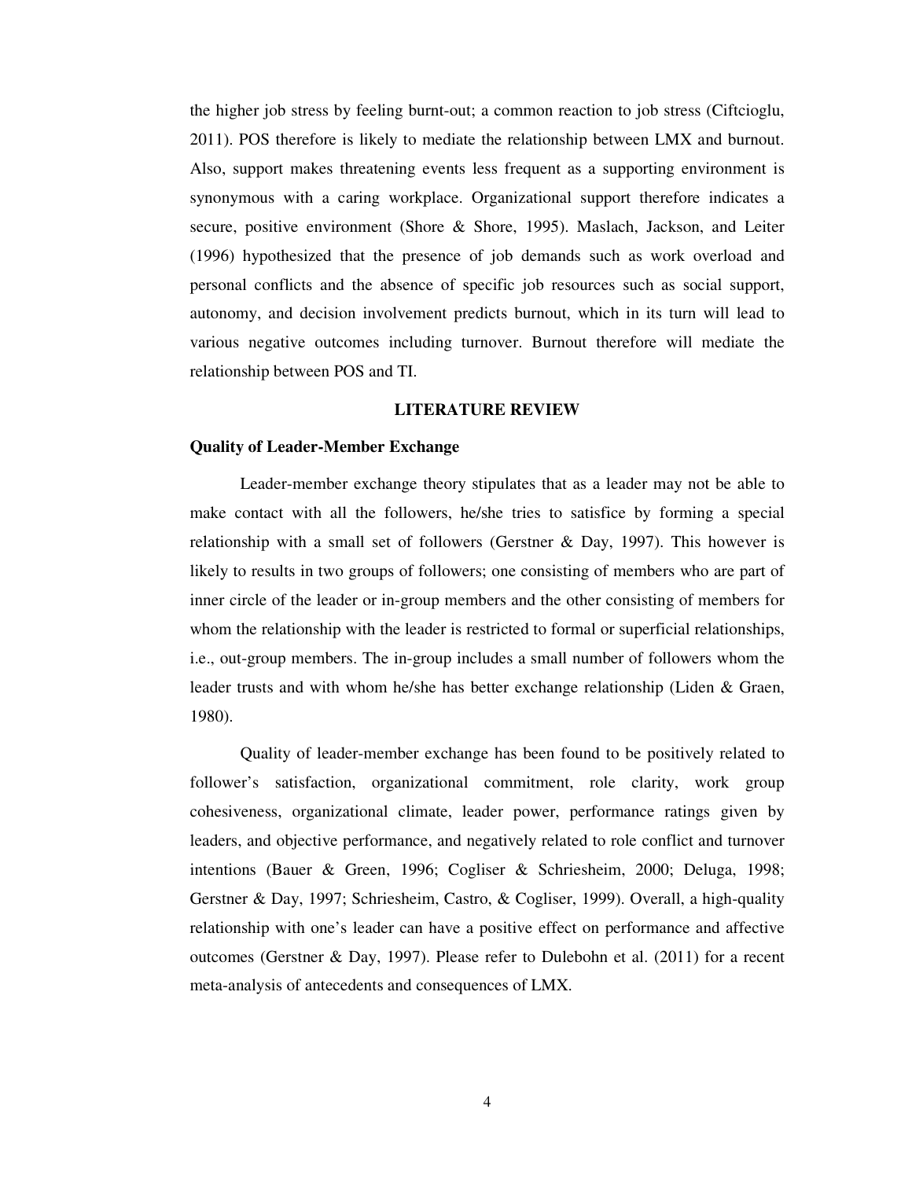the higher job stress by feeling burnt-out; a common reaction to job stress (Ciftcioglu, 2011). POS therefore is likely to mediate the relationship between LMX and burnout. Also, support makes threatening events less frequent as a supporting environment is synonymous with a caring workplace. Organizational support therefore indicates a secure, positive environment (Shore & Shore, 1995). Maslach, Jackson, and Leiter (1996) hypothesized that the presence of job demands such as work overload and personal conflicts and the absence of specific job resources such as social support, autonomy, and decision involvement predicts burnout, which in its turn will lead to various negative outcomes including turnover. Burnout therefore will mediate the relationship between POS and TI.

## LITERATURE REVIEW

### Quality of Leader-Member Exchange

Leader-member exchange theory stipulates that as a leader may not be able to make contact with all the followers, he/she tries to satisfice by forming a special relationship with a small set of followers (Gerstner & Day, 1997). This however is likely to results in two groups of followers; one consisting of members who are part of inner circle of the leader or in-group members and the other consisting of members for whom the relationship with the leader is restricted to formal or superficial relationships, i.e., out-group members. The in-group includes a small number of followers whom the leader trusts and with whom he/she has better exchange relationship (Liden & Graen, 1980).

Quality of leader-member exchange has been found to be positively related to follower's satisfaction, organizational commitment, role clarity, work group cohesiveness, organizational climate, leader power, performance ratings given by leaders, and objective performance, and negatively related to role conflict and turnover intentions (Bauer & Green, 1996; Cogliser & Schriesheim, 2000; Deluga, 1998; Gerstner & Day, 1997; Schriesheim, Castro, & Cogliser, 1999). Overall, a high-quality relationship with one's leader can have a positive effect on performance and affective outcomes (Gerstner & Day, 1997). Please refer to Dulebohn et al. (2011) for a recent meta-analysis of antecedents and consequences of LMX.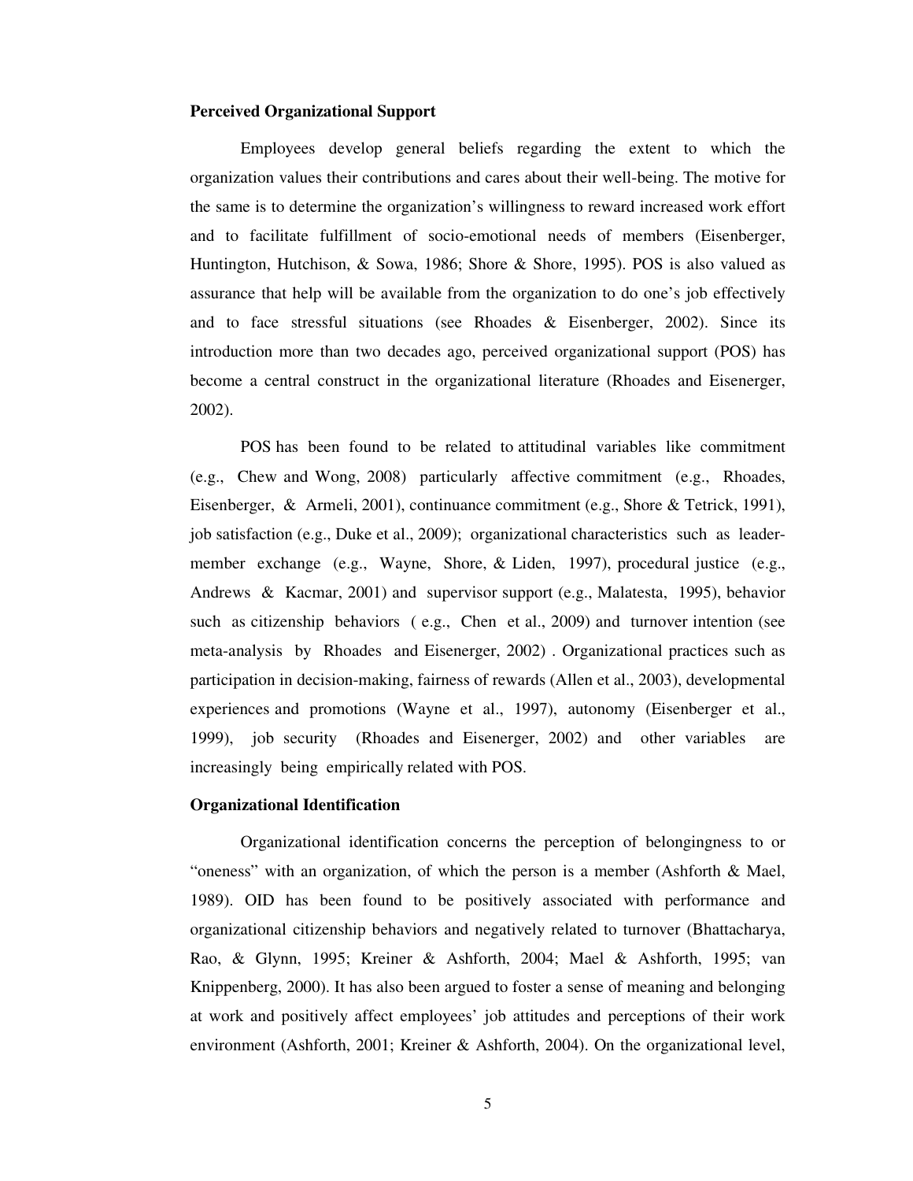**Perceived Organizational Support**

Employees develop general beliefs regarding the extent to which the organization values their contributions and cares about their well-being. The motive for the same is to determine the organization's willingness to reward increased work effort and to facilitate fulfillment of socio-emotional needs of members (Eisenberger, Huntington, Hutchison, & Sowa, 1986; Shore & Shore, 1995). POS is also valued as assurance that help will be available from the organization to do one's job effectively and to face stressful situations (see Rhoades & Eisenberger, 2002). Since its introduction more than two decades ago, perceived organizational support (POS) has become a central construct in the organizational literature (Rhoades and Eisenerger, 2002).

POS has been found to be related to attitudinal variables like commitment (e.g., Chew and Wong, 2008) particularly affective commitment (e.g., Rhoades, Eisenberger, & Armeli, 2001), continuance commitment (e.g., Shore & Tetrick, 1991), job satisfaction (e.g., Duke et al., 2009); organizational characteristics such as leader-member exchange (e.g., Wayne, Shore, & Liden, 1997), procedural justice (e.g., Andrews & Kacmar, 2001) and supervisor support (e.g., Malatesta, 1995), behavior such as citizenship behaviors ( e.g., Chen et al., 2009) and turnover intention (see meta-analysis by Rhoades and Eisenerger, 2002) . Organizational practices such as participation in decision-making, fairness of rewards (Allen et al., 2003), developmental experiences and promotions (Wayne et al., 1997), autonomy (Eisenberger et al., 1999), job security (Rhoades and Eisenerger, 2002) and other variables are increasingly being empirically related with POS.

**Organizational Identification**

Organizational identification concerns the perception of belongingness to or "oneness" with an organization, of which the person is a member (Ashforth & Mael, 1989). OID has been found to be positively associated with performance and organizational citizenship behaviors and negatively related to turnover (Bhattacharya, Rao, & Glynn, 1995; Kreiner & Ashforth, 2004; Mael & Ashforth, 1995; van Knippenberg, 2000). It has also been argued to foster a sense of meaning and belonging at work and positively affect employees' job attitudes and perceptions of their work environment (Ashforth, 2001; Kreiner & Ashforth, 2004). On the organizational level,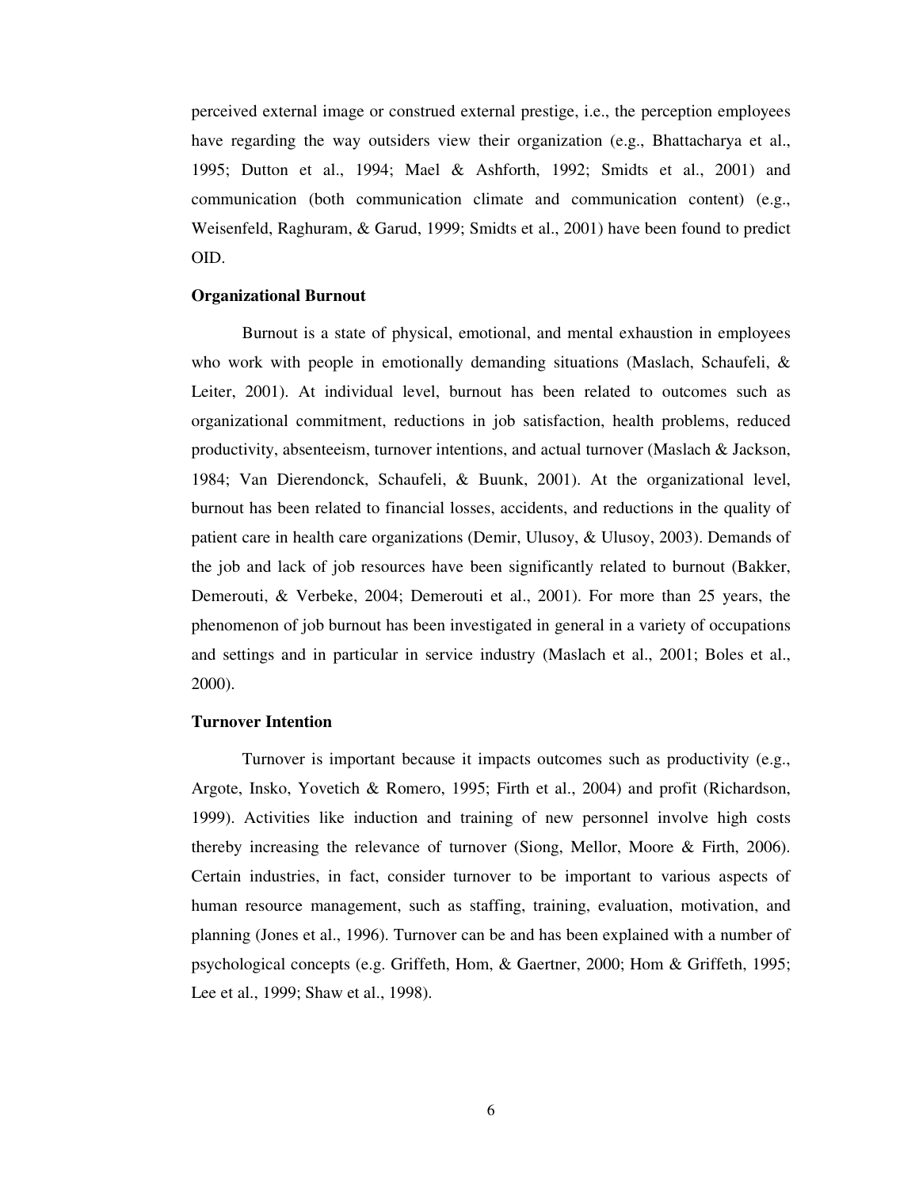perceived external image or construed external prestige, i.e., the perception employees have regarding the way outsiders view their organization (e.g., Bhattacharya et al., 1995; Dutton et al., 1994; Mael & Ashforth, 1992; Smidts et al., 2001) and communication (both communication climate and communication content) (e.g., Weisenfeld, Raghuram, & Garud, 1999; Smidts et al., 2001) have been found to predict OID.

### Organizational Burnout

Burnout is a state of physical, emotional, and mental exhaustion in employees who work with people in emotionally demanding situations (Maslach, Schaufeli, & Leiter, 2001). At individual level, burnout has been related to outcomes such as organizational commitment, reductions in job satisfaction, health problems, reduced productivity, absenteeism, turnover intentions, and actual turnover (Maslach & Jackson, 1984; Van Dierendonck, Schaufeli, & Buunk, 2001). At the organizational level, burnout has been related to financial losses, accidents, and reductions in the quality of patient care in health care organizations (Demir, Ulusoy, & Ulusoy, 2003). Demands of the job and lack of job resources have been significantly related to burnout (Bakker, Demerouti, & Verbeke, 2004; Demerouti et al., 2001). For more than 25 years, the phenomenon of job burnout has been investigated in general in a variety of occupations and settings and in particular in service industry (Maslach et al., 2001; Boles et al., 2000).

### Turnover Intention

Turnover is important because it impacts outcomes such as productivity (e.g., Argote, Insko, Yovetich & Romero, 1995; Firth et al., 2004) and profit (Richardson, 1999). Activities like induction and training of new personnel involve high costs thereby increasing the relevance of turnover (Siong, Mellor, Moore & Firth, 2006). Certain industries, in fact, consider turnover to be important to various aspects of human resource management, such as staffing, training, evaluation, motivation, and planning (Jones et al., 1996). Turnover can be and has been explained with a number of psychological concepts (e.g. Griffeth, Hom, & Gaertner, 2000; Hom & Griffeth, 1995; Lee et al., 1999; Shaw et al., 1998).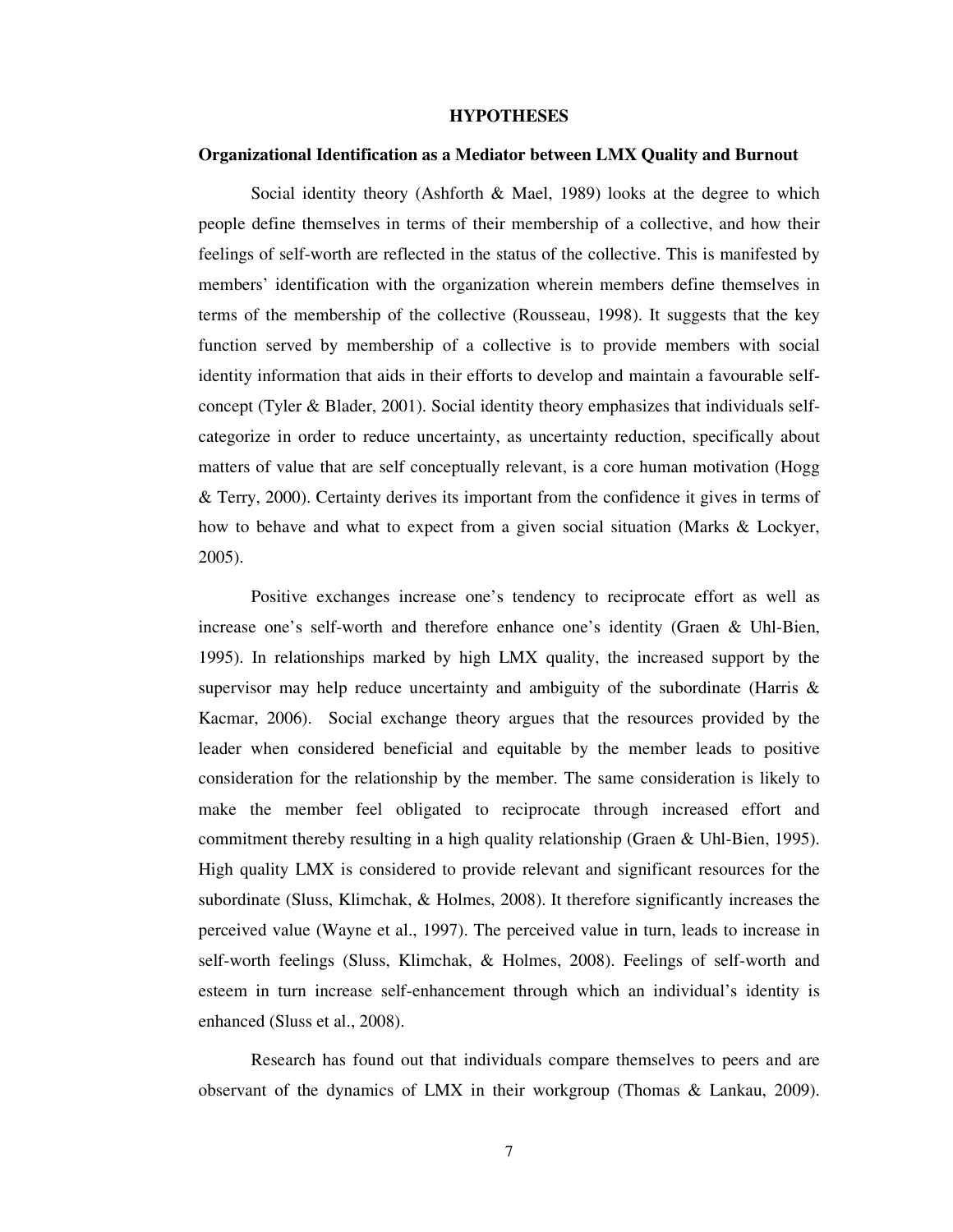# HYPOTHESES

## Organizational Identification as a Mediator between LMX Quality and Burnout

Social identity theory (Ashforth & Mael, 1989) looks at the degree to which people define themselves in terms of their membership of a collective, and how their feelings of self-worth are reflected in the status of the collective. This is manifested by members' identification with the organization wherein members define themselves in terms of the membership of the collective (Rousseau, 1998). It suggests that the key function served by membership of a collective is to provide members with social identity information that aids in their efforts to develop and maintain a favourable self-concept (Tyler & Blader, 2001). Social identity theory emphasizes that individuals self-categorize in order to reduce uncertainty, as uncertainty reduction, specifically about matters of value that are self conceptually relevant, is a core human motivation (Hogg & Terry, 2000). Certainty derives its important from the confidence it gives in terms of how to behave and what to expect from a given social situation (Marks & Lockyer, 2005).

Positive exchanges increase one's tendency to reciprocate effort as well as increase one's self-worth and therefore enhance one's identity (Graen & Uhl-Bien, 1995). In relationships marked by high LMX quality, the increased support by the supervisor may help reduce uncertainty and ambiguity of the subordinate (Harris & Kacmar, 2006). Social exchange theory argues that the resources provided by the leader when considered beneficial and equitable by the member leads to positive consideration for the relationship by the member. The same consideration is likely to make the member feel obligated to reciprocate through increased effort and commitment thereby resulting in a high quality relationship (Graen & Uhl-Bien, 1995). High quality LMX is considered to provide relevant and significant resources for the subordinate (Sluss, Klimchak, & Holmes, 2008). It therefore significantly increases the perceived value (Wayne et al., 1997). The perceived value in turn, leads to increase in self-worth feelings (Sluss, Klimchak, & Holmes, 2008). Feelings of self-worth and esteem in turn increase self-enhancement through which an individual's identity is enhanced (Sluss et al., 2008).

Research has found out that individuals compare themselves to peers and are observant of the dynamics of LMX in their workgroup (Thomas & Lankau, 2009).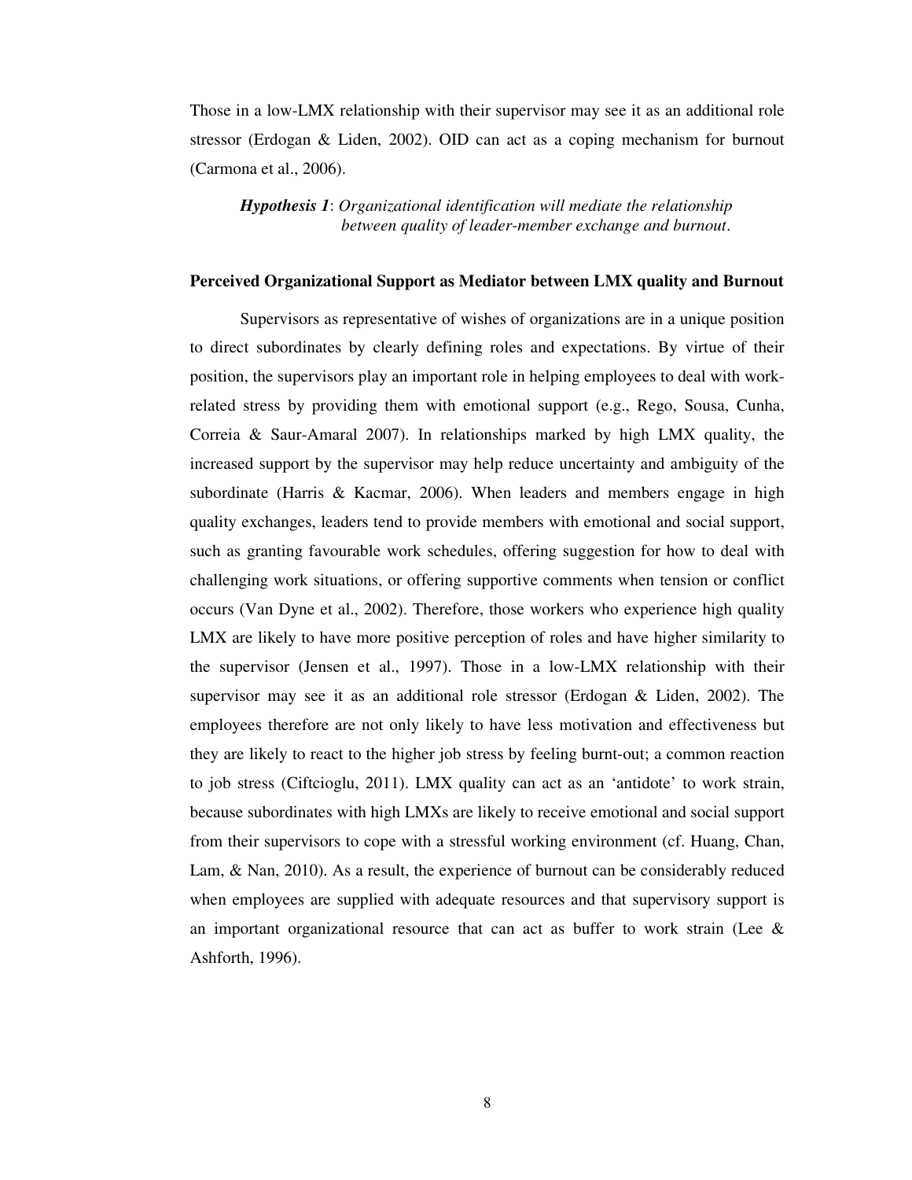Those in a low-LMX relationship with their supervisor may see it as an additional role stressor (Erdogan & Liden, 2002). OID can act as a coping mechanism for burnout (Carmona et al., 2006).

> ***Hypothesis 1***: *Organizational identification will mediate the relationship between quality of leader-member exchange and burnout*.

**Perceived Organizational Support as Mediator between LMX quality and Burnout**

Supervisors as representative of wishes of organizations are in a unique position to direct subordinates by clearly defining roles and expectations. By virtue of their position, the supervisors play an important role in helping employees to deal with work-related stress by providing them with emotional support (e.g., Rego, Sousa, Cunha, Correia & Saur-Amaral 2007). In relationships marked by high LMX quality, the increased support by the supervisor may help reduce uncertainty and ambiguity of the subordinate (Harris & Kacmar, 2006). When leaders and members engage in high quality exchanges, leaders tend to provide members with emotional and social support, such as granting favourable work schedules, offering suggestion for how to deal with challenging work situations, or offering supportive comments when tension or conflict occurs (Van Dyne et al., 2002). Therefore, those workers who experience high quality LMX are likely to have more positive perception of roles and have higher similarity to the supervisor (Jensen et al., 1997). Those in a low-LMX relationship with their supervisor may see it as an additional role stressor (Erdogan & Liden, 2002). The employees therefore are not only likely to have less motivation and effectiveness but they are likely to react to the higher job stress by feeling burnt-out; a common reaction to job stress (Ciftcioglu, 2011). LMX quality can act as an 'antidote' to work strain, because subordinates with high LMXs are likely to receive emotional and social support from their supervisors to cope with a stressful working environment (cf. Huang, Chan, Lam, & Nan, 2010). As a result, the experience of burnout can be considerably reduced when employees are supplied with adequate resources and that supervisory support is an important organizational resource that can act as buffer to work strain (Lee & Ashforth, 1996).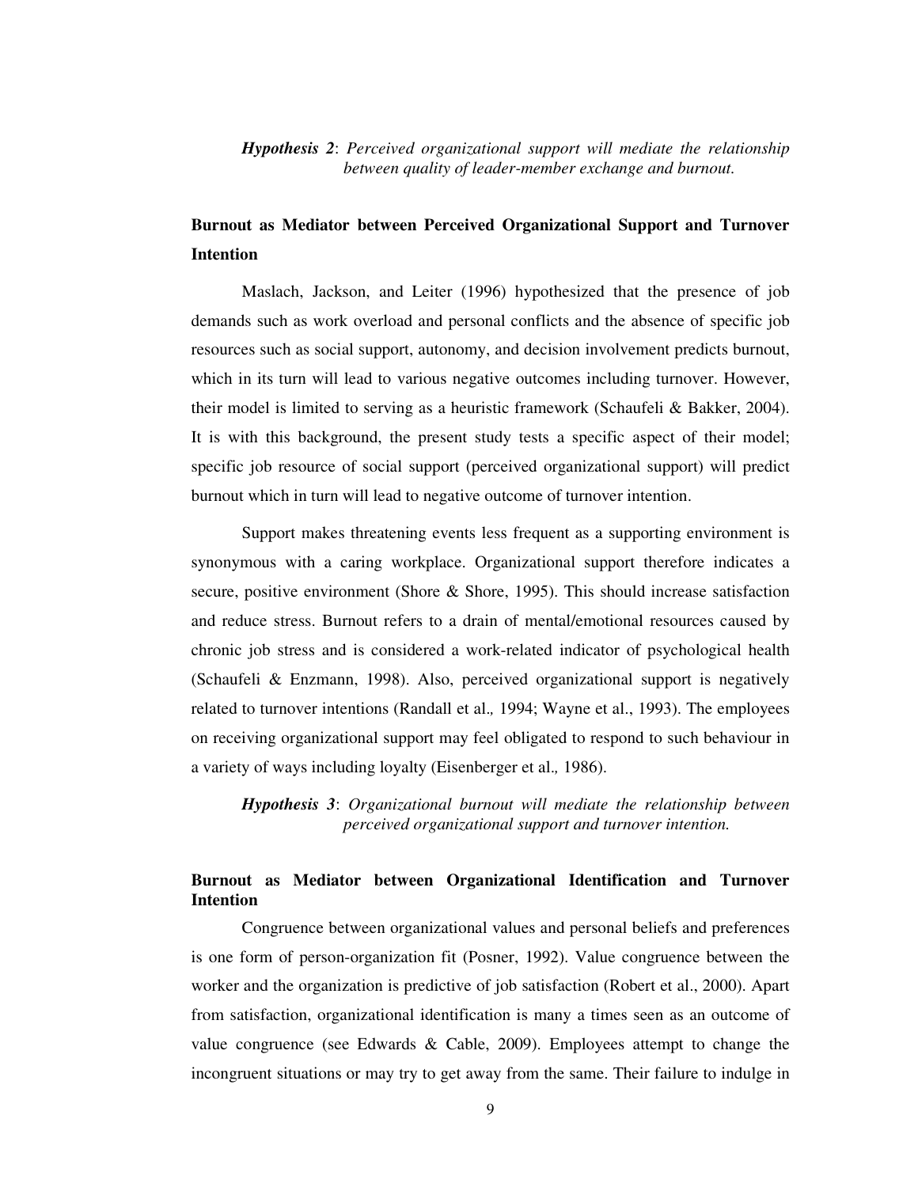***Hypothesis 2***: *Perceived organizational support will mediate the relationship between quality of leader-member exchange and burnout.*

**Burnout as Mediator between Perceived Organizational Support and Turnover Intention**

Maslach, Jackson, and Leiter (1996) hypothesized that the presence of job demands such as work overload and personal conflicts and the absence of specific job resources such as social support, autonomy, and decision involvement predicts burnout, which in its turn will lead to various negative outcomes including turnover. However, their model is limited to serving as a heuristic framework (Schaufeli & Bakker, 2004). It is with this background, the present study tests a specific aspect of their model; specific job resource of social support (perceived organizational support) will predict burnout which in turn will lead to negative outcome of turnover intention.

Support makes threatening events less frequent as a supporting environment is synonymous with a caring workplace. Organizational support therefore indicates a secure, positive environment (Shore & Shore, 1995). This should increase satisfaction and reduce stress. Burnout refers to a drain of mental/emotional resources caused by chronic job stress and is considered a work-related indicator of psychological health (Schaufeli & Enzmann, 1998). Also, perceived organizational support is negatively related to turnover intentions (Randall et al*.,* 1994; Wayne et al., 1993). The employees on receiving organizational support may feel obligated to respond to such behaviour in a variety of ways including loyalty (Eisenberger et al*.,* 1986).

***Hypothesis 3***: *Organizational burnout will mediate the relationship between perceived organizational support and turnover intention.*

**Burnout as Mediator between Organizational Identification and Turnover Intention**

Congruence between organizational values and personal beliefs and preferences is one form of person-organization fit (Posner, 1992). Value congruence between the worker and the organization is predictive of job satisfaction (Robert et al., 2000). Apart from satisfaction, organizational identification is many a times seen as an outcome of value congruence (see Edwards & Cable, 2009). Employees attempt to change the incongruent situations or may try to get away from the same. Their failure to indulge in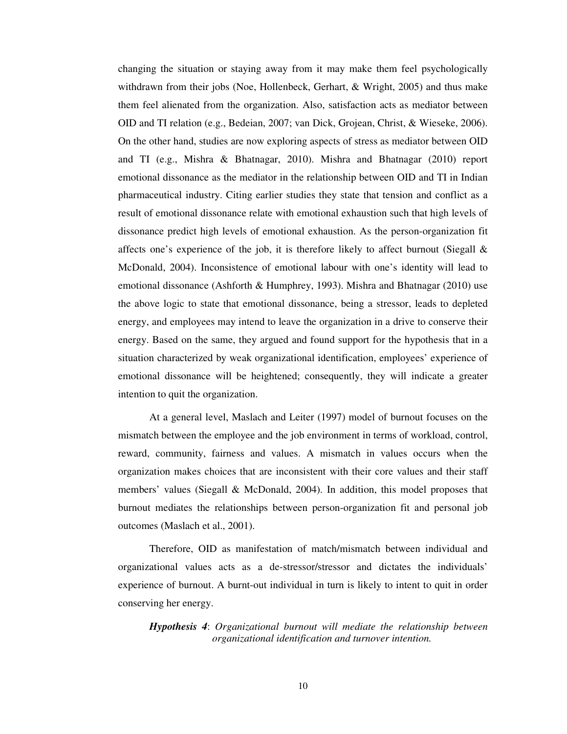changing the situation or staying away from it may make them feel psychologically withdrawn from their jobs (Noe, Hollenbeck, Gerhart, & Wright, 2005) and thus make them feel alienated from the organization. Also, satisfaction acts as mediator between OID and TI relation (e.g., Bedeian, 2007; van Dick, Grojean, Christ, & Wieseke, 2006). On the other hand, studies are now exploring aspects of stress as mediator between OID and TI (e.g., Mishra & Bhatnagar, 2010). Mishra and Bhatnagar (2010) report emotional dissonance as the mediator in the relationship between OID and TI in Indian pharmaceutical industry. Citing earlier studies they state that tension and conflict as a result of emotional dissonance relate with emotional exhaustion such that high levels of dissonance predict high levels of emotional exhaustion. As the person-organization fit affects one's experience of the job, it is therefore likely to affect burnout (Siegall & McDonald, 2004). Inconsistence of emotional labour with one's identity will lead to emotional dissonance (Ashforth & Humphrey, 1993). Mishra and Bhatnagar (2010) use the above logic to state that emotional dissonance, being a stressor, leads to depleted energy, and employees may intend to leave the organization in a drive to conserve their energy. Based on the same, they argued and found support for the hypothesis that in a situation characterized by weak organizational identification, employees' experience of emotional dissonance will be heightened; consequently, they will indicate a greater intention to quit the organization.

At a general level, Maslach and Leiter (1997) model of burnout focuses on the mismatch between the employee and the job environment in terms of workload, control, reward, community, fairness and values. A mismatch in values occurs when the organization makes choices that are inconsistent with their core values and their staff members' values (Siegall & McDonald, 2004). In addition, this model proposes that burnout mediates the relationships between person-organization fit and personal job outcomes (Maslach et al., 2001).

Therefore, OID as manifestation of match/mismatch between individual and organizational values acts as a de-stressor/stressor and dictates the individuals' experience of burnout. A burnt-out individual in turn is likely to intent to quit in order conserving her energy.

> ***Hypothesis 4***: *Organizational burnout will mediate the relationship between organizational identification and turnover intention.*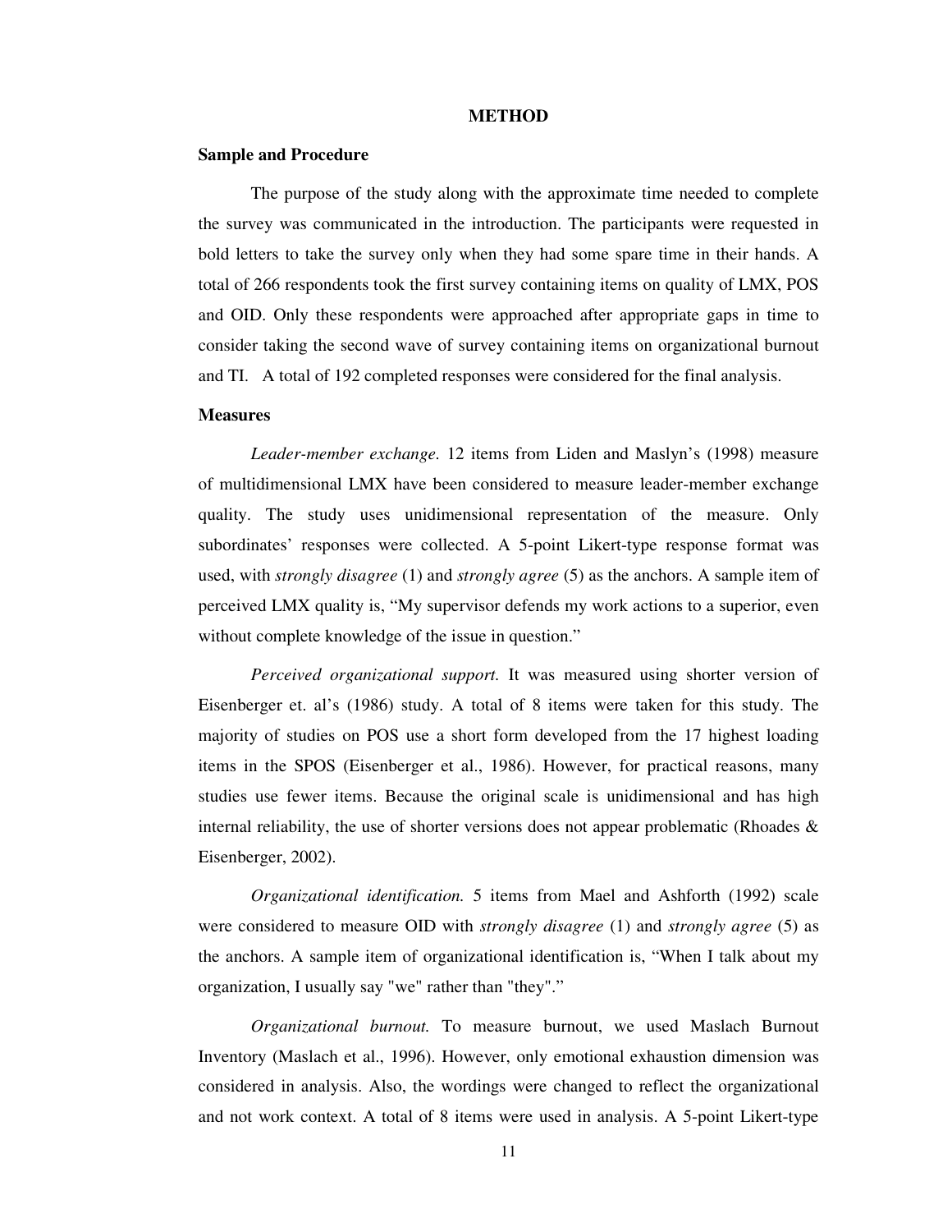# METHOD

## Sample and Procedure

The purpose of the study along with the approximate time needed to complete the survey was communicated in the introduction. The participants were requested in bold letters to take the survey only when they had some spare time in their hands. A total of 266 respondents took the first survey containing items on quality of LMX, POS and OID. Only these respondents were approached after appropriate gaps in time to consider taking the second wave of survey containing items on organizational burnout and TI. A total of 192 completed responses were considered for the final analysis.

## Measures

*Leader-member exchange.* 12 items from Liden and Maslyn's (1998) measure of multidimensional LMX have been considered to measure leader-member exchange quality. The study uses unidimensional representation of the measure. Only subordinates' responses were collected. A 5-point Likert-type response format was used, with *strongly disagree* (1) and *strongly agree* (5) as the anchors. A sample item of perceived LMX quality is, "My supervisor defends my work actions to a superior, even without complete knowledge of the issue in question."

*Perceived organizational support.* It was measured using shorter version of Eisenberger et. al's (1986) study. A total of 8 items were taken for this study. The majority of studies on POS use a short form developed from the 17 highest loading items in the SPOS (Eisenberger et al., 1986). However, for practical reasons, many studies use fewer items. Because the original scale is unidimensional and has high internal reliability, the use of shorter versions does not appear problematic (Rhoades & Eisenberger, 2002).

*Organizational identification.* 5 items from Mael and Ashforth (1992) scale were considered to measure OID with *strongly disagree* (1) and *strongly agree* (5) as the anchors. A sample item of organizational identification is, "When I talk about my organization, I usually say "we" rather than "they"."

*Organizational burnout.* To measure burnout, we used Maslach Burnout Inventory (Maslach et al., 1996). However, only emotional exhaustion dimension was considered in analysis. Also, the wordings were changed to reflect the organizational and not work context. A total of 8 items were used in analysis. A 5-point Likert-type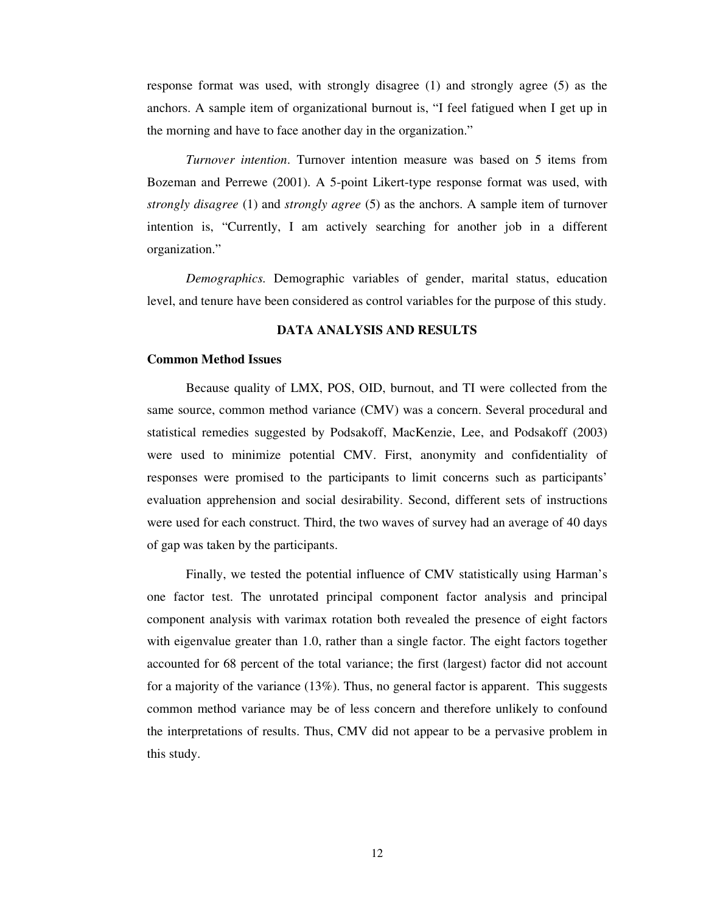response format was used, with strongly disagree (1) and strongly agree (5) as the anchors. A sample item of organizational burnout is, "I feel fatigued when I get up in the morning and have to face another day in the organization."

*Turnover intention*. Turnover intention measure was based on 5 items from Bozeman and Perrewe (2001). A 5-point Likert-type response format was used, with *strongly disagree* (1) and *strongly agree* (5) as the anchors. A sample item of turnover intention is, "Currently, I am actively searching for another job in a different organization."

*Demographics.* Demographic variables of gender, marital status, education level, and tenure have been considered as control variables for the purpose of this study.

## DATA ANALYSIS AND RESULTS

### Common Method Issues

Because quality of LMX, POS, OID, burnout, and TI were collected from the same source, common method variance (CMV) was a concern. Several procedural and statistical remedies suggested by Podsakoff, MacKenzie, Lee, and Podsakoff (2003) were used to minimize potential CMV. First, anonymity and confidentiality of responses were promised to the participants to limit concerns such as participants' evaluation apprehension and social desirability. Second, different sets of instructions were used for each construct. Third, the two waves of survey had an average of 40 days of gap was taken by the participants.

Finally, we tested the potential influence of CMV statistically using Harman's one factor test. The unrotated principal component factor analysis and principal component analysis with varimax rotation both revealed the presence of eight factors with eigenvalue greater than 1.0, rather than a single factor. The eight factors together accounted for 68 percent of the total variance; the first (largest) factor did not account for a majority of the variance (13%). Thus, no general factor is apparent. This suggests common method variance may be of less concern and therefore unlikely to confound the interpretations of results. Thus, CMV did not appear to be a pervasive problem in this study.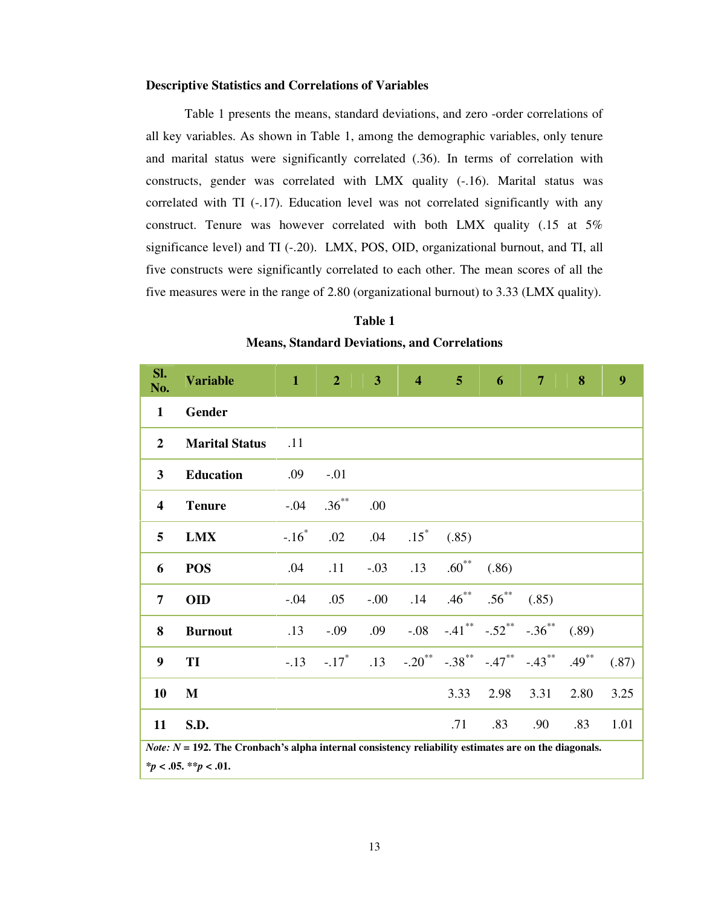### Descriptive Statistics and Correlations of Variables

Table 1 presents the means, standard deviations, and zero -order correlations of all key variables. As shown in Table 1, among the demographic variables, only tenure and marital status were significantly correlated (.36). In terms of correlation with constructs, gender was correlated with LMX quality (-.16). Marital status was correlated with TI (-.17). Education level was not correlated significantly with any construct. Tenure was however correlated with both LMX quality (.15 at 5% significance level) and TI (-.20). LMX, POS, OID, organizational burnout, and TI, all five constructs were significantly correlated to each other. The mean scores of all the five measures were in the range of 2.80 (organizational burnout) to 3.33 (LMX quality).

**Table 1**

**Means, Standard Deviations, and Correlations**

| Sl. No. | Variable | 1 | 2 | 3 | 4 | 5 | 6 | 7 | 8 | 9 |
|---|---|---|---|---|---|---|---|---|---|---|
| 1 | Gender | | | | | | | | | |
| 2 | Marital Status | .11 | | | | | | | | |
| 3 | Education | .09 | -.01 | | | | | | | |
| 4 | Tenure | -.04 | .36** | .00 | | | | | | |
| 5 | LMX | -.16* | .02 | .04 | .15* | (.85) | | | | |
| 6 | POS | .04 | .11 | -.03 | .13 | .60** | (.86) | | | |
| 7 | OID | -.04 | .05 | -.00 | .14 | .46** | .56** | (.85) | | |
| 8 | Burnout | .13 | -.09 | .09 | -.08 | -.41** | -.52** | -.36** | (.89) | |
| 9 | TI | -.13 | -.17* | .13 | -.20** | -.38** | -.47** | -.43** | .49** | (.87) |
| 10 | M | | | | | 3.33 | 2.98 | 3.31 | 2.80 | 3.25 |
| 11 | S.D. | | | | | .71 | .83 | .90 | .83 | 1.01 |

***Note:*** ***N*** **= 192. The Cronbach's alpha internal consistency reliability estimates are on the diagonals.**
***p*** **< .05. \*\*p < .01.**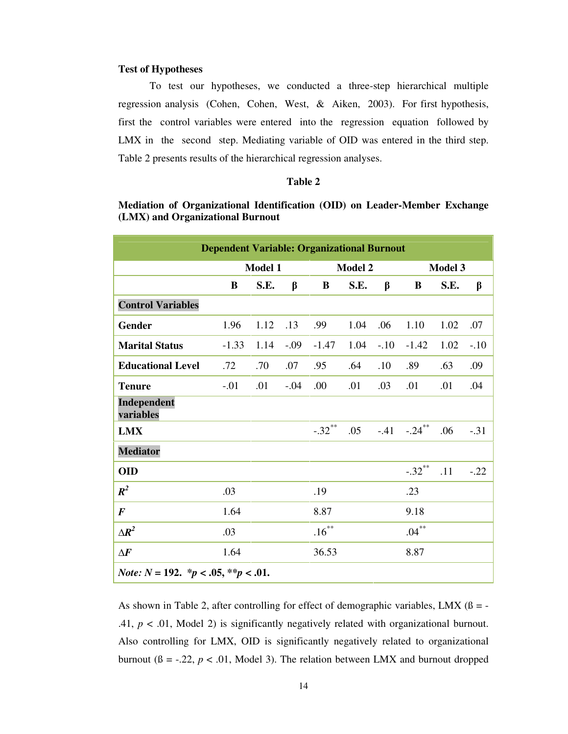### Test of Hypotheses

To test our hypotheses, we conducted a three-step hierarchical multiple regression analysis (Cohen, Cohen, West, & Aiken, 2003). For first hypothesis, first the control variables were entered into the regression equation followed by LMX in the second step. Mediating variable of OID was entered in the third step. Table 2 presents results of the hierarchical regression analyses.

**Table 2**

**Mediation of Organizational Identification (OID) on Leader-Member Exchange (LMX) and Organizational Burnout**

| Dependent Variable: Organizational Burnout | | | | | | | | | |
|---|---|---|---|---|---|---|---|---|---|
| | **Model 1** | | | **Model 2** | | | **Model 3** | | |
| | **B** | **S.E.** | **β** | **B** | **S.E.** | **β** | **B** | **S.E.** | **β** |
| **Control Variables** | | | | | | | | | |
| **Gender** | 1.96 | 1.12 | .13 | .99 | 1.04 | .06 | 1.10 | 1.02 | .07 |
| **Marital Status** | -1.33 | 1.14 | -.09 | -1.47 | 1.04 | -.10 | -1.42 | 1.02 | -.10 |
| **Educational Level** | .72 | .70 | .07 | .95 | .64 | .10 | .89 | .63 | .09 |
| **Tenure** | -.01 | .01 | -.04 | .00 | .01 | .03 | .01 | .01 | .04 |
| **Independent variables** | | | | | | | | | |
| **LMX** | | | | -.32** | .05 | -.41 | -.24** | .06 | -.31 |
| **Mediator** | | | | | | | | | |
| **OID** | | | | | | | -.32** | .11 | -.22 |
| $R^2$ | .03 | | | .19 | | | .23 | | |
| $F$ | 1.64 | | | 8.87 | | | 9.18 | | |
| $\Delta R^2$ | .03 | | | .16** | | | .04** | | |
| $\Delta F$ | 1.64 | | | 36.53 | | | 8.87 | | |
| *Note: N* = 192. \*$p < .05$, \*\*$p < .01$. | | | | | | | | | |

As shown in Table 2, after controlling for effect of demographic variables, LMX (ß = -.41, $p < .01$, Model 2) is significantly negatively related with organizational burnout. Also controlling for LMX, OID is significantly negatively related to organizational burnout (ß = -.22, $p < .01$, Model 3). The relation between LMX and burnout dropped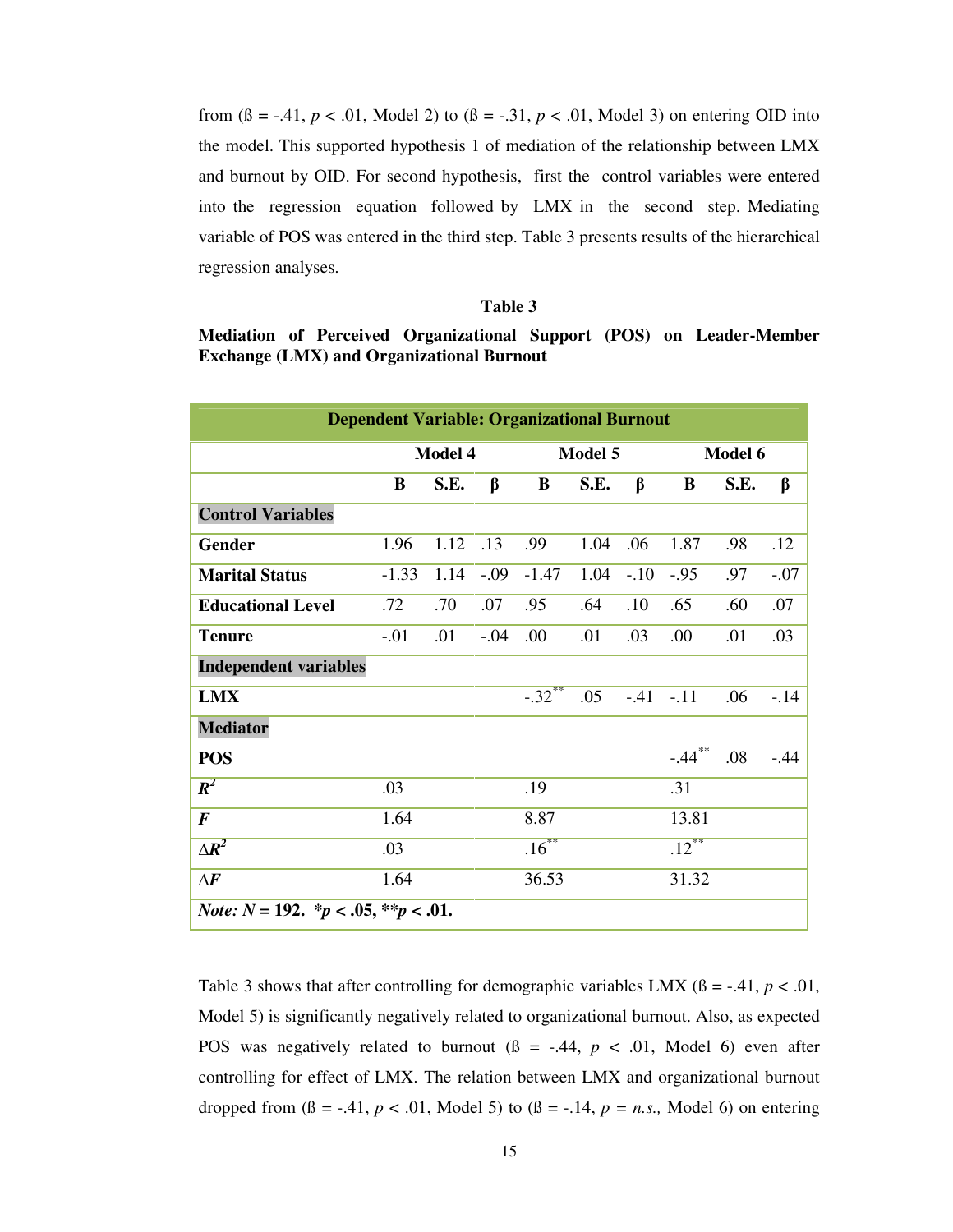from (ß = -.41, $p < .01$, Model 2) to (ß = -.31, $p < .01$, Model 3) on entering OID into the model. This supported hypothesis 1 of mediation of the relationship between LMX and burnout by OID. For second hypothesis, first the control variables were entered into the regression equation followed by LMX in the second step. Mediating variable of POS was entered in the third step. Table 3 presents results of the hierarchical regression analyses.

**Table 3**

**Mediation of Perceived Organizational Support (POS) on Leader-Member Exchange (LMX) and Organizational Burnout**

| **Dependent Variable: Organizational Burnout** | | | | | | | | | |
|---|---|---|---|---|---|---|---|---|---|
| | **Model 4** | | | **Model 5** | | | **Model 6** | | |
| | **B** | **S.E.** | **β** | **B** | **S.E.** | **β** | **B** | **S.E.** | **β** |
| **Control Variables** | | | | | | | | | |
| **Gender** | 1.96 | 1.12 | .13 | .99 | 1.04 | .06 | 1.87 | .98 | .12 |
| **Marital Status** | -1.33 | 1.14 | -.09 | -1.47 | 1.04 | -.10 | -.95 | .97 | -.07 |
| **Educational Level** | .72 | .70 | .07 | .95 | .64 | .10 | .65 | .60 | .07 |
| **Tenure** | -.01 | .01 | -.04 | .00 | .01 | .03 | .00 | .01 | .03 |
| **Independent variables** | | | | | | | | | |
| **LMX** | | | | -.32** | .05 | -.41 | -.11 | .06 | -.14 |
| **Mediator** | | | | | | | | | |
| **POS** | | | | | | | -.44** | .08 | -.44 |
| $R^2$ | .03 | | | .19 | | | .31 | | |
| $F$ | 1.64 | | | 8.87 | | | 13.81 | | |
| $\Delta R^2$ | .03 | | | .16** | | | .12** | | |
| $\Delta F$ | 1.64 | | | 36.53 | | | 31.32 | | |

*Note:* $N = 192$. * $p < .05$, ** $p < .01$.

Table 3 shows that after controlling for demographic variables LMX (ß = -.41, $p < .01$, Model 5) is significantly negatively related to organizational burnout. Also, as expected POS was negatively related to burnout (ß = -.44, $p < .01$, Model 6) even after controlling for effect of LMX. The relation between LMX and organizational burnout dropped from (ß = -.41, $p < .01$, Model 5) to (ß = -.14, $p$ = *n.s.,* Model 6) on entering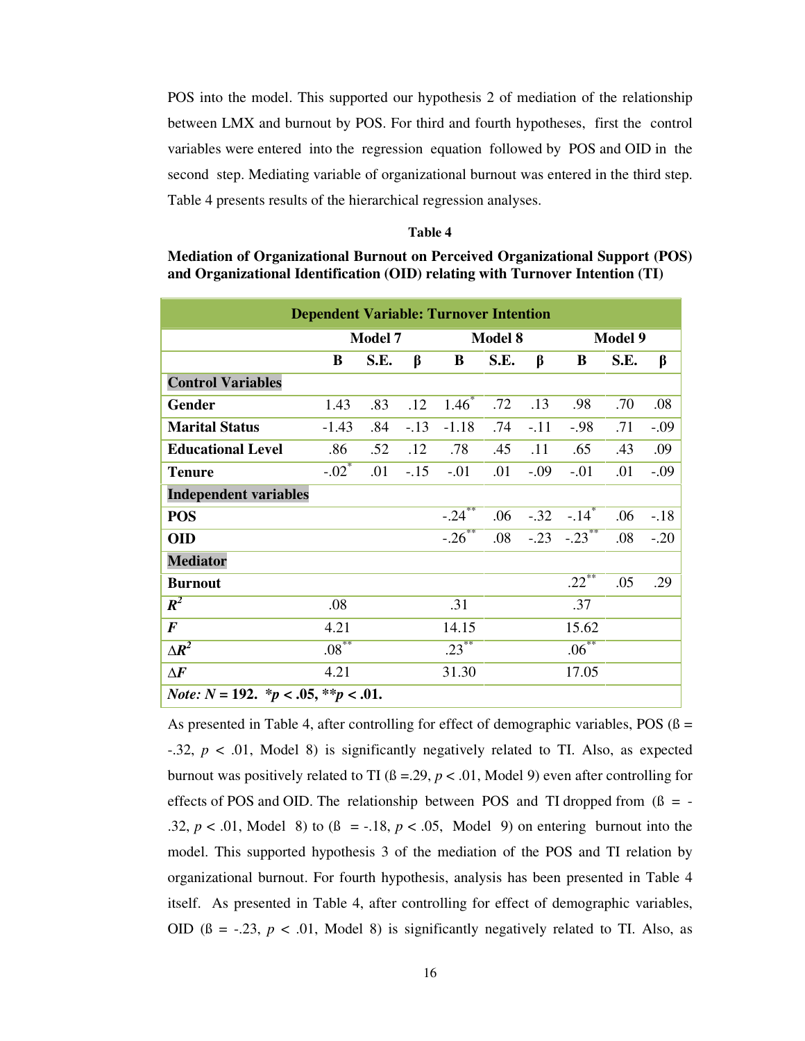POS into the model. This supported our hypothesis 2 of mediation of the relationship between LMX and burnout by POS. For third and fourth hypotheses, first the control variables were entered into the regression equation followed by POS and OID in the second step. Mediating variable of organizational burnout was entered in the third step. Table 4 presents results of the hierarchical regression analyses.

**Table 4**

**Mediation of Organizational Burnout on Perceived Organizational Support (POS) and Organizational Identification (OID) relating with Turnover Intention (TI)**

| Dependent Variable: Turnover Intention | | | | | | | | | |
|---|---|---|---|---|---|---|---|---|---|
| | Model 7 | | | Model 8 | | | Model 9 | | |
| | **B** | **S.E.** | **β** | **B** | **S.E.** | **β** | **B** | **S.E.** | **β** |
| **Control Variables** | | | | | | | | | |
| **Gender** | 1.43 | .83 | .12 | 1.46* | .72 | .13 | .98 | .70 | .08 |
| **Marital Status** | -1.43 | .84 | -.13 | -1.18 | .74 | -.11 | -.98 | .71 | -.09 |
| **Educational Level** | .86 | .52 | .12 | .78 | .45 | .11 | .65 | .43 | .09 |
| **Tenure** | -.02* | .01 | -.15 | -.01 | .01 | -.09 | -.01 | .01 | -.09 |
| **Independent variables** | | | | | | | | | |
| **POS** | | | | -.24** | .06 | -.32 | -.14* | .06 | -.18 |
| **OID** | | | | -.26** | .08 | -.23 | -.23** | .08 | -.20 |
| **Mediator** | | | | | | | | | |
| **Burnout** | | | | | | | .22** | .05 | .29 |
| $R^2$ | .08 | | | .31 | | | .37 | | |
| $F$ | 4.21 | | | 14.15 | | | 15.62 | | |
| $\Delta R^2$ | .08** | | | .23** | | | .06** | | |
| $\Delta F$ | 4.21 | | | 31.30 | | | 17.05 | | |
| *Note: N* = 192. *$p < .05$, **$p < .01$. | | | | | | | | | |

As presented in Table 4, after controlling for effect of demographic variables, POS (ß = -.32, $p$ < .01, Model 8) is significantly negatively related to TI. Also, as expected burnout was positively related to TI (ß =.29, $p$ < .01, Model 9) even after controlling for effects of POS and OID. The relationship between POS and TI dropped from (ß = -.32, $p$ < .01, Model 8) to (ß = -.18, $p$ < .05, Model 9) on entering burnout into the model. This supported hypothesis 3 of the mediation of the POS and TI relation by organizational burnout. For fourth hypothesis, analysis has been presented in Table 4 itself. As presented in Table 4, after controlling for effect of demographic variables, OID (ß = -.23, $p$ < .01, Model 8) is significantly negatively related to TI. Also, as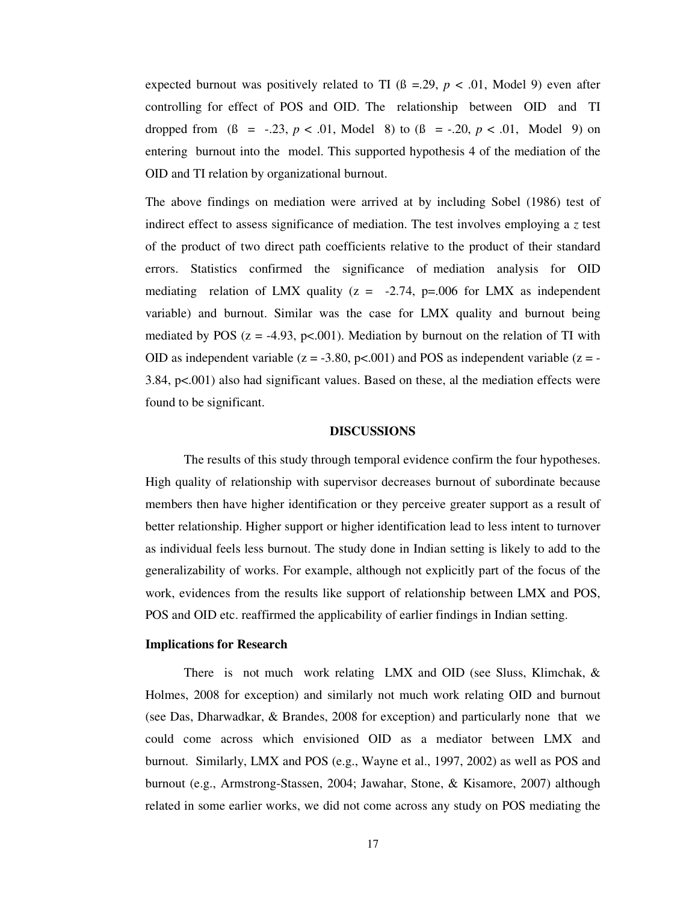expected burnout was positively related to TI (ß =.29, $p < .01$, Model 9) even after controlling for effect of POS and OID. The relationship between OID and TI dropped from (ß = -.23, $p < .01$, Model 8) to (ß = -.20, $p < .01$, Model 9) on entering burnout into the model. This supported hypothesis 4 of the mediation of the OID and TI relation by organizational burnout.

The above findings on mediation were arrived at by including Sobel (1986) test of indirect effect to assess significance of mediation. The test involves employing a $z$ test of the product of two direct path coefficients relative to the product of their standard errors. Statistics confirmed the significance of mediation analysis for OID mediating relation of LMX quality ($z = -2.74$, $p=.006$ for LMX as independent variable) and burnout. Similar was the case for LMX quality and burnout being mediated by POS ($z = -4.93$, $p<.001$). Mediation by burnout on the relation of TI with OID as independent variable ($z = -3.80$, $p<.001$) and POS as independent variable ($z = -3.84$, $p<.001$) also had significant values. Based on these, al the mediation effects were found to be significant.

## DISCUSSIONS

The results of this study through temporal evidence confirm the four hypotheses. High quality of relationship with supervisor decreases burnout of subordinate because members then have higher identification or they perceive greater support as a result of better relationship. Higher support or higher identification lead to less intent to turnover as individual feels less burnout. The study done in Indian setting is likely to add to the generalizability of works. For example, although not explicitly part of the focus of the work, evidences from the results like support of relationship between LMX and POS, POS and OID etc. reaffirmed the applicability of earlier findings in Indian setting.

### Implications for Research

There is not much work relating LMX and OID (see Sluss, Klimchak, & Holmes, 2008 for exception) and similarly not much work relating OID and burnout (see Das, Dharwadkar, & Brandes, 2008 for exception) and particularly none that we could come across which envisioned OID as a mediator between LMX and burnout. Similarly, LMX and POS (e.g., Wayne et al., 1997, 2002) as well as POS and burnout (e.g., Armstrong-Stassen, 2004; Jawahar, Stone, & Kisamore, 2007) although related in some earlier works, we did not come across any study on POS mediating the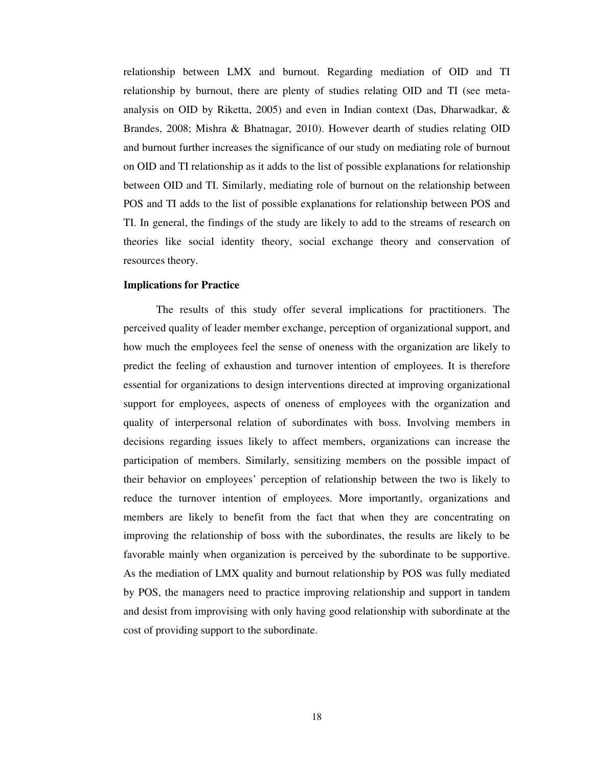relationship between LMX and burnout. Regarding mediation of OID and TI relationship by burnout, there are plenty of studies relating OID and TI (see meta-analysis on OID by Riketta, 2005) and even in Indian context (Das, Dharwadkar, & Brandes, 2008; Mishra & Bhatnagar, 2010). However dearth of studies relating OID and burnout further increases the significance of our study on mediating role of burnout on OID and TI relationship as it adds to the list of possible explanations for relationship between OID and TI. Similarly, mediating role of burnout on the relationship between POS and TI adds to the list of possible explanations for relationship between POS and TI. In general, the findings of the study are likely to add to the streams of research on theories like social identity theory, social exchange theory and conservation of resources theory.

**Implications for Practice**

The results of this study offer several implications for practitioners. The perceived quality of leader member exchange, perception of organizational support, and how much the employees feel the sense of oneness with the organization are likely to predict the feeling of exhaustion and turnover intention of employees. It is therefore essential for organizations to design interventions directed at improving organizational support for employees, aspects of oneness of employees with the organization and quality of interpersonal relation of subordinates with boss. Involving members in decisions regarding issues likely to affect members, organizations can increase the participation of members. Similarly, sensitizing members on the possible impact of their behavior on employees' perception of relationship between the two is likely to reduce the turnover intention of employees. More importantly, organizations and members are likely to benefit from the fact that when they are concentrating on improving the relationship of boss with the subordinates, the results are likely to be favorable mainly when organization is perceived by the subordinate to be supportive. As the mediation of LMX quality and burnout relationship by POS was fully mediated by POS, the managers need to practice improving relationship and support in tandem and desist from improvising with only having good relationship with subordinate at the cost of providing support to the subordinate.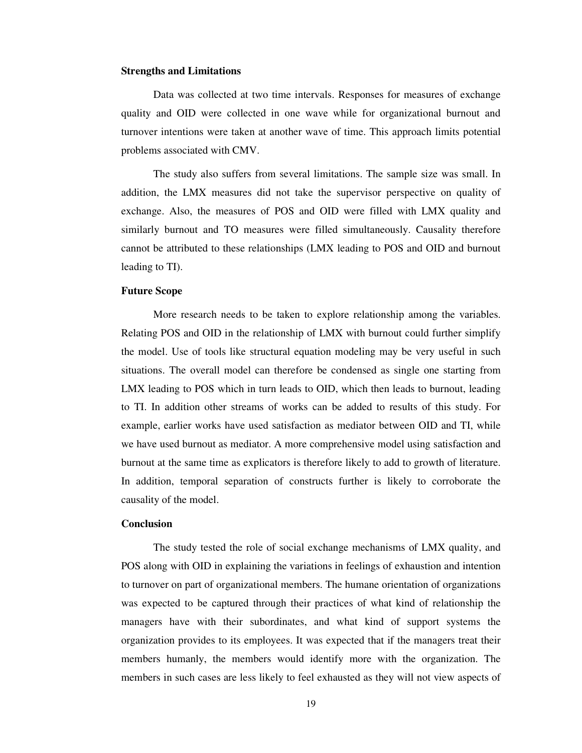**Strengths and Limitations**

Data was collected at two time intervals. Responses for measures of exchange quality and OID were collected in one wave while for organizational burnout and turnover intentions were taken at another wave of time. This approach limits potential problems associated with CMV.

The study also suffers from several limitations. The sample size was small. In addition, the LMX measures did not take the supervisor perspective on quality of exchange. Also, the measures of POS and OID were filled with LMX quality and similarly burnout and TO measures were filled simultaneously. Causality therefore cannot be attributed to these relationships (LMX leading to POS and OID and burnout leading to TI).

**Future Scope**

More research needs to be taken to explore relationship among the variables. Relating POS and OID in the relationship of LMX with burnout could further simplify the model. Use of tools like structural equation modeling may be very useful in such situations. The overall model can therefore be condensed as single one starting from LMX leading to POS which in turn leads to OID, which then leads to burnout, leading to TI. In addition other streams of works can be added to results of this study. For example, earlier works have used satisfaction as mediator between OID and TI, while we have used burnout as mediator. A more comprehensive model using satisfaction and burnout at the same time as explicators is therefore likely to add to growth of literature. In addition, temporal separation of constructs further is likely to corroborate the causality of the model.

**Conclusion**

The study tested the role of social exchange mechanisms of LMX quality, and POS along with OID in explaining the variations in feelings of exhaustion and intention to turnover on part of organizational members. The humane orientation of organizations was expected to be captured through their practices of what kind of relationship the managers have with their subordinates, and what kind of support systems the organization provides to its employees. It was expected that if the managers treat their members humanly, the members would identify more with the organization. The members in such cases are less likely to feel exhausted as they will not view aspects of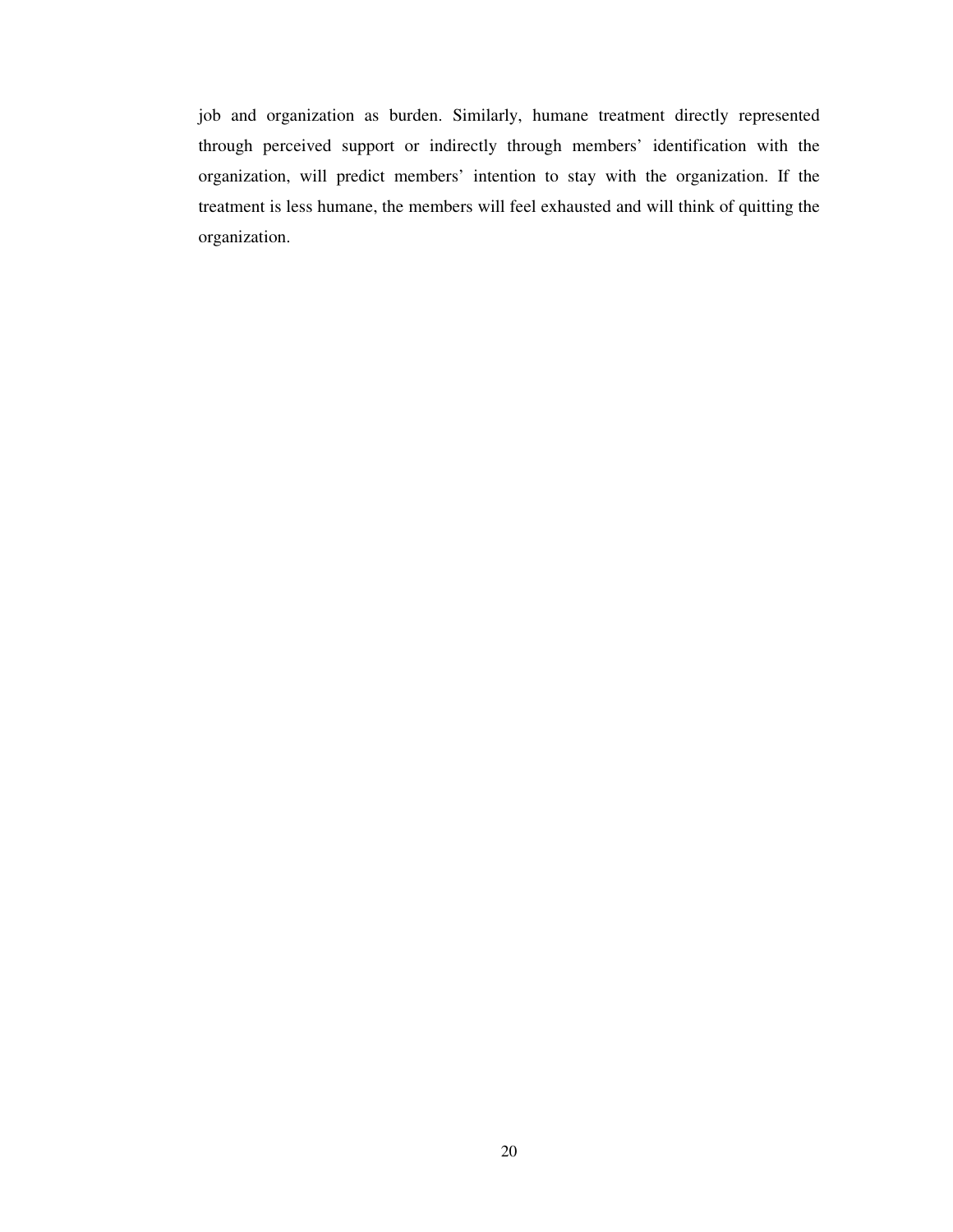job and organization as burden. Similarly, humane treatment directly represented through perceived support or indirectly through members' identification with the organization, will predict members' intention to stay with the organization. If the treatment is less humane, the members will feel exhausted and will think of quitting the organization.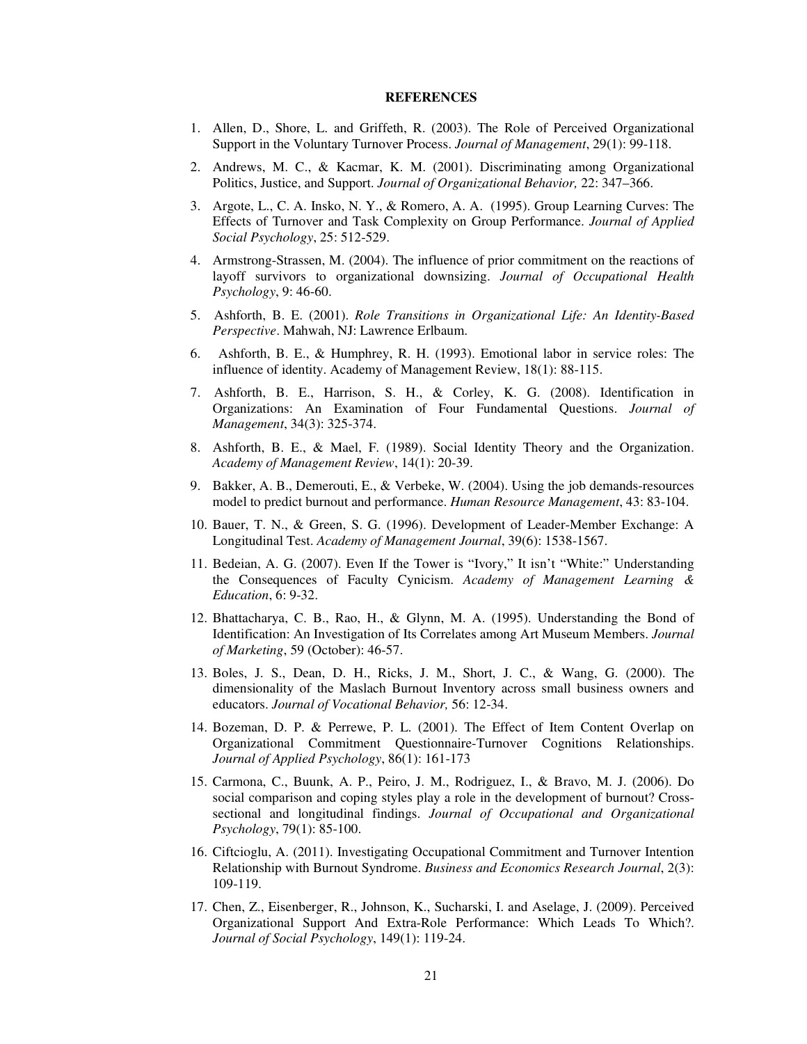**REFERENCES**

1. Allen, D., Shore, L. and Griffeth, R. (2003). The Role of Perceived Organizational Support in the Voluntary Turnover Process. *Journal of Management*, 29(1): 99-118.
2. Andrews, M. C., & Kacmar, K. M. (2001). Discriminating among Organizational Politics, Justice, and Support. *Journal of Organizational Behavior,* 22: 347–366.
3. Argote, L., C. A. Insko, N. Y., & Romero, A. A. (1995). Group Learning Curves: The Effects of Turnover and Task Complexity on Group Performance. *Journal of Applied Social Psychology*, 25: 512-529.
4. Armstrong-Strassen, M. (2004). The influence of prior commitment on the reactions of layoff survivors to organizational downsizing. *Journal of Occupational Health Psychology*, 9: 46-60.
5. Ashforth, B. E. (2001). *Role Transitions in Organizational Life: An Identity-Based Perspective*. Mahwah, NJ: Lawrence Erlbaum.
6. Ashforth, B. E., & Humphrey, R. H. (1993). Emotional labor in service roles: The influence of identity. Academy of Management Review, 18(1): 88-115.
7. Ashforth, B. E., Harrison, S. H., & Corley, K. G. (2008). Identification in Organizations: An Examination of Four Fundamental Questions. *Journal of Management*, 34(3): 325-374.
8. Ashforth, B. E., & Mael, F. (1989). Social Identity Theory and the Organization. *Academy of Management Review*, 14(1): 20-39.
9. Bakker, A. B., Demerouti, E., & Verbeke, W. (2004). Using the job demands-resources model to predict burnout and performance. *Human Resource Management*, 43: 83-104.
10. Bauer, T. N., & Green, S. G. (1996). Development of Leader-Member Exchange: A Longitudinal Test. *Academy of Management Journal*, 39(6): 1538-1567.
11. Bedeian, A. G. (2007). Even If the Tower is "Ivory," It isn't "White:" Understanding the Consequences of Faculty Cynicism. *Academy of Management Learning & Education*, 6: 9-32.
12. Bhattacharya, C. B., Rao, H., & Glynn, M. A. (1995). Understanding the Bond of Identification: An Investigation of Its Correlates among Art Museum Members. *Journal of Marketing*, 59 (October): 46-57.
13. Boles, J. S., Dean, D. H., Ricks, J. M., Short, J. C., & Wang, G. (2000). The dimensionality of the Maslach Burnout Inventory across small business owners and educators. *Journal of Vocational Behavior,* 56: 12-34.
14. Bozeman, D. P. & Perrewe, P. L. (2001). The Effect of Item Content Overlap on Organizational Commitment Questionnaire-Turnover Cognitions Relationships. *Journal of Applied Psychology*, 86(1): 161-173
15. Carmona, C., Buunk, A. P., Peiro, J. M., Rodriguez, I., & Bravo, M. J. (2006). Do social comparison and coping styles play a role in the development of burnout? Cross-sectional and longitudinal findings. *Journal of Occupational and Organizational Psychology*, 79(1): 85-100.
16. Ciftcioglu, A. (2011). Investigating Occupational Commitment and Turnover Intention Relationship with Burnout Syndrome. *Business and Economics Research Journal*, 2(3): 109-119.
17. Chen, Z., Eisenberger, R., Johnson, K., Sucharski, I. and Aselage, J. (2009). Perceived Organizational Support And Extra-Role Performance: Which Leads To Which?. *Journal of Social Psychology*, 149(1): 119-24.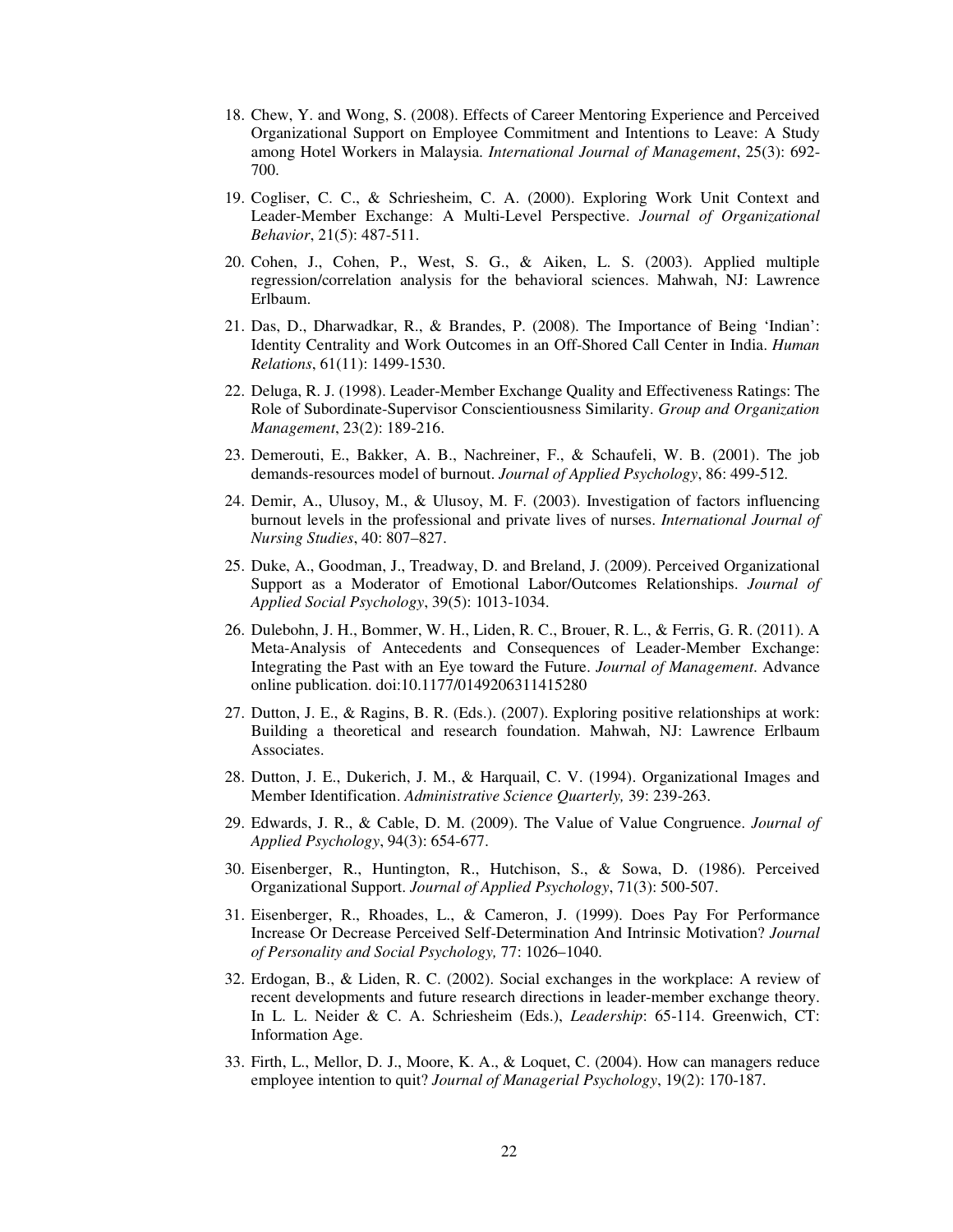18. Chew, Y. and Wong, S. (2008). Effects of Career Mentoring Experience and Perceived Organizational Support on Employee Commitment and Intentions to Leave: A Study among Hotel Workers in Malaysia. *International Journal of Management*, 25(3): 692-700.

19. Cogliser, C. C., & Schriesheim, C. A. (2000). Exploring Work Unit Context and Leader-Member Exchange: A Multi-Level Perspective. *Journal of Organizational Behavior*, 21(5): 487-511.

20. Cohen, J., Cohen, P., West, S. G., & Aiken, L. S. (2003). Applied multiple regression/correlation analysis for the behavioral sciences. Mahwah, NJ: Lawrence Erlbaum.

21. Das, D., Dharwadkar, R., & Brandes, P. (2008). The Importance of Being 'Indian': Identity Centrality and Work Outcomes in an Off-Shored Call Center in India. *Human Relations*, 61(11): 1499-1530.

22. Deluga, R. J. (1998). Leader-Member Exchange Quality and Effectiveness Ratings: The Role of Subordinate-Supervisor Conscientiousness Similarity. *Group and Organization Management*, 23(2): 189-216.

23. Demerouti, E., Bakker, A. B., Nachreiner, F., & Schaufeli, W. B. (2001). The job demands-resources model of burnout. *Journal of Applied Psychology*, 86: 499-512.

24. Demir, A., Ulusoy, M., & Ulusoy, M. F. (2003). Investigation of factors influencing burnout levels in the professional and private lives of nurses. *International Journal of Nursing Studies*, 40: 807–827.

25. Duke, A., Goodman, J., Treadway, D. and Breland, J. (2009). Perceived Organizational Support as a Moderator of Emotional Labor/Outcomes Relationships. *Journal of Applied Social Psychology*, 39(5): 1013-1034.

26. Dulebohn, J. H., Bommer, W. H., Liden, R. C., Brouer, R. L., & Ferris, G. R. (2011). A Meta-Analysis of Antecedents and Consequences of Leader-Member Exchange: Integrating the Past with an Eye toward the Future. *Journal of Management*. Advance online publication. doi:10.1177/0149206311415280

27. Dutton, J. E., & Ragins, B. R. (Eds.). (2007). Exploring positive relationships at work: Building a theoretical and research foundation. Mahwah, NJ: Lawrence Erlbaum Associates.

28. Dutton, J. E., Dukerich, J. M., & Harquail, C. V. (1994). Organizational Images and Member Identification. *Administrative Science Quarterly,* 39: 239-263.

29. Edwards, J. R., & Cable, D. M. (2009). The Value of Value Congruence. *Journal of Applied Psychology*, 94(3): 654-677.

30. Eisenberger, R., Huntington, R., Hutchison, S., & Sowa, D. (1986). Perceived Organizational Support. *Journal of Applied Psychology*, 71(3): 500-507.

31. Eisenberger, R., Rhoades, L., & Cameron, J. (1999). Does Pay For Performance Increase Or Decrease Perceived Self-Determination And Intrinsic Motivation? *Journal of Personality and Social Psychology,* 77: 1026–1040.

32. Erdogan, B., & Liden, R. C. (2002). Social exchanges in the workplace: A review of recent developments and future research directions in leader-member exchange theory. In L. L. Neider & C. A. Schriesheim (Eds.), *Leadership*: 65-114. Greenwich, CT: Information Age.

33. Firth, L., Mellor, D. J., Moore, K. A., & Loquet, C. (2004). How can managers reduce employee intention to quit? *Journal of Managerial Psychology*, 19(2): 170-187.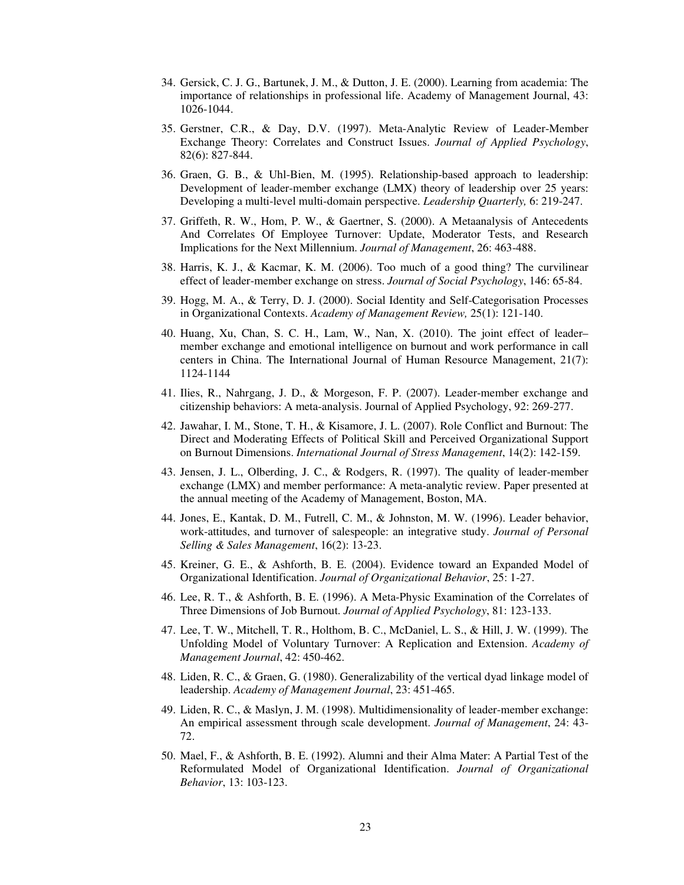34. Gersick, C. J. G., Bartunek, J. M., & Dutton, J. E. (2000). Learning from academia: The importance of relationships in professional life. Academy of Management Journal, 43: 1026-1044.
35. Gerstner, C.R., & Day, D.V. (1997). Meta-Analytic Review of Leader-Member Exchange Theory: Correlates and Construct Issues. *Journal of Applied Psychology*, 82(6): 827-844.
36. Graen, G. B., & Uhl-Bien, M. (1995). Relationship-based approach to leadership: Development of leader-member exchange (LMX) theory of leadership over 25 years: Developing a multi-level multi-domain perspective. *Leadership Quarterly,* 6: 219-247.
37. Griffeth, R. W., Hom, P. W., & Gaertner, S. (2000). A Metaanalysis of Antecedents And Correlates Of Employee Turnover: Update, Moderator Tests, and Research Implications for the Next Millennium. *Journal of Management*, 26: 463-488.
38. Harris, K. J., & Kacmar, K. M. (2006). Too much of a good thing? The curvilinear effect of leader-member exchange on stress. *Journal of Social Psychology*, 146: 65-84.
39. Hogg, M. A., & Terry, D. J. (2000). Social Identity and Self-Categorisation Processes in Organizational Contexts. *Academy of Management Review,* 25(1): 121-140.
40. Huang, Xu, Chan, S. C. H., Lam, W., Nan, X. (2010). The joint effect of leader–member exchange and emotional intelligence on burnout and work performance in call centers in China. The International Journal of Human Resource Management, 21(7): 1124-1144
41. Ilies, R., Nahrgang, J. D., & Morgeson, F. P. (2007). Leader-member exchange and citizenship behaviors: A meta-analysis. Journal of Applied Psychology, 92: 269-277.
42. Jawahar, I. M., Stone, T. H., & Kisamore, J. L. (2007). Role Conflict and Burnout: The Direct and Moderating Effects of Political Skill and Perceived Organizational Support on Burnout Dimensions. *International Journal of Stress Management*, 14(2): 142-159.
43. Jensen, J. L., Olberding, J. C., & Rodgers, R. (1997). The quality of leader-member exchange (LMX) and member performance: A meta-analytic review. Paper presented at the annual meeting of the Academy of Management, Boston, MA.
44. Jones, E., Kantak, D. M., Futrell, C. M., & Johnston, M. W. (1996). Leader behavior, work-attitudes, and turnover of salespeople: an integrative study. *Journal of Personal Selling & Sales Management*, 16(2): 13-23.
45. Kreiner, G. E., & Ashforth, B. E. (2004). Evidence toward an Expanded Model of Organizational Identification. *Journal of Organizational Behavior*, 25: 1-27.
46. Lee, R. T., & Ashforth, B. E. (1996). A Meta-Physic Examination of the Correlates of Three Dimensions of Job Burnout. *Journal of Applied Psychology*, 81: 123-133.
47. Lee, T. W., Mitchell, T. R., Holthom, B. C., McDaniel, L. S., & Hill, J. W. (1999). The Unfolding Model of Voluntary Turnover: A Replication and Extension. *Academy of Management Journal*, 42: 450-462.
48. Liden, R. C., & Graen, G. (1980). Generalizability of the vertical dyad linkage model of leadership. *Academy of Management Journal*, 23: 451-465.
49. Liden, R. C., & Maslyn, J. M. (1998). Multidimensionality of leader-member exchange: An empirical assessment through scale development. *Journal of Management*, 24: 43-72.
50. Mael, F., & Ashforth, B. E. (1992). Alumni and their Alma Mater: A Partial Test of the Reformulated Model of Organizational Identification. *Journal of Organizational Behavior*, 13: 103-123.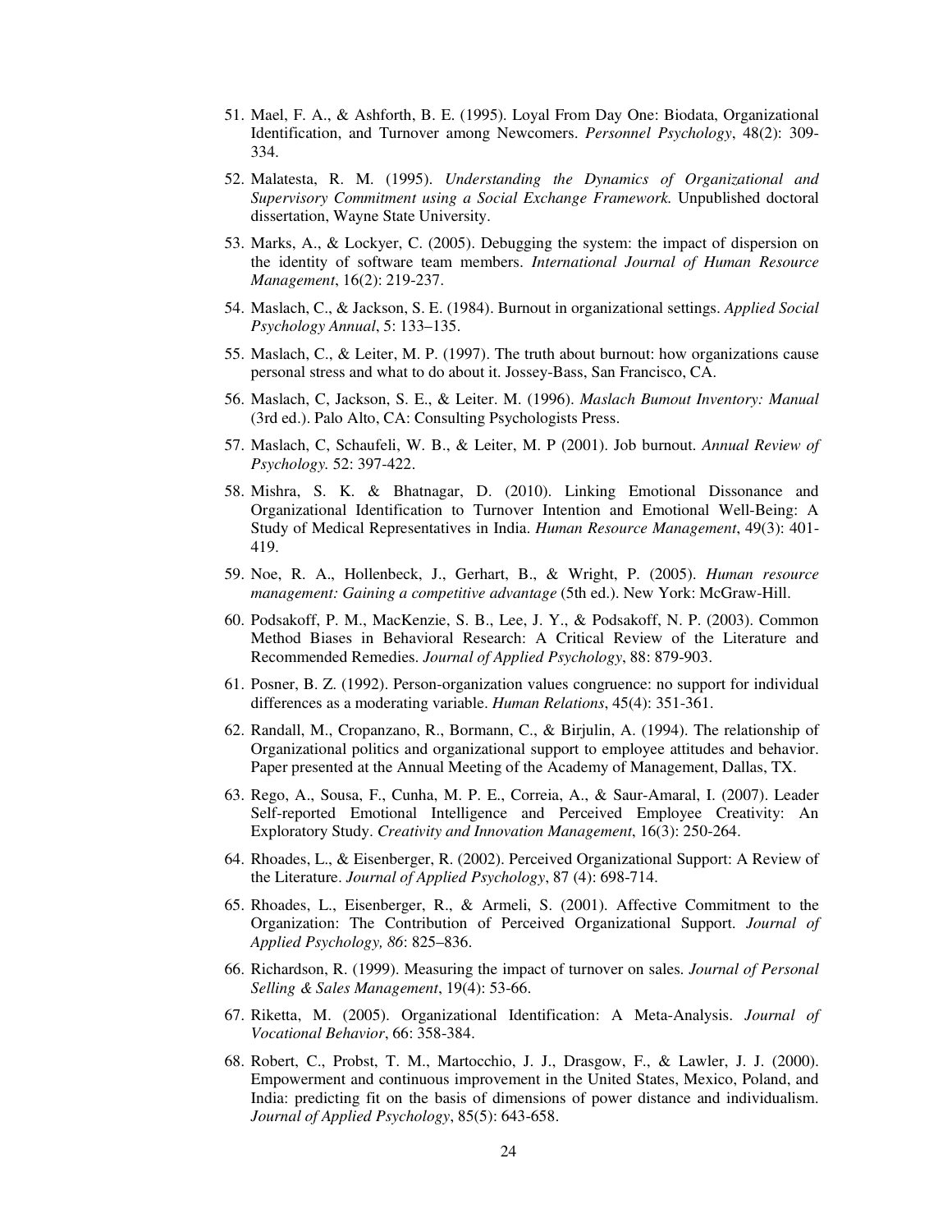51. Mael, F. A., & Ashforth, B. E. (1995). Loyal From Day One: Biodata, Organizational Identification, and Turnover among Newcomers. *Personnel Psychology*, 48(2): 309-334.
52. Malatesta, R. M. (1995). *Understanding the Dynamics of Organizational and Supervisory Commitment using a Social Exchange Framework.* Unpublished doctoral dissertation, Wayne State University.
53. Marks, A., & Lockyer, C. (2005). Debugging the system: the impact of dispersion on the identity of software team members. *International Journal of Human Resource Management*, 16(2): 219-237.
54. Maslach, C., & Jackson, S. E. (1984). Burnout in organizational settings. *Applied Social Psychology Annual*, 5: 133–135.
55. Maslach, C., & Leiter, M. P. (1997). The truth about burnout: how organizations cause personal stress and what to do about it. Jossey-Bass, San Francisco, CA.
56. Maslach, C, Jackson, S. E., & Leiter. M. (1996). *Maslach Bumout Inventory: Manual* (3rd ed.). Palo Alto, CA: Consulting Psychologists Press.
57. Maslach, C, Schaufeli, W. B., & Leiter, M. P (2001). Job burnout. *Annual Review of Psychology.* 52: 397-422.
58. Mishra, S. K. & Bhatnagar, D. (2010). Linking Emotional Dissonance and Organizational Identification to Turnover Intention and Emotional Well-Being: A Study of Medical Representatives in India. *Human Resource Management*, 49(3): 401-419.
59. Noe, R. A., Hollenbeck, J., Gerhart, B., & Wright, P. (2005). *Human resource management: Gaining a competitive advantage* (5th ed.). New York: McGraw-Hill.
60. Podsakoff, P. M., MacKenzie, S. B., Lee, J. Y., & Podsakoff, N. P. (2003). Common Method Biases in Behavioral Research: A Critical Review of the Literature and Recommended Remedies. *Journal of Applied Psychology*, 88: 879-903.
61. Posner, B. Z. (1992). Person-organization values congruence: no support for individual differences as a moderating variable. *Human Relations*, 45(4): 351-361.
62. Randall, M., Cropanzano, R., Bormann, C., & Birjulin, A. (1994). The relationship of Organizational politics and organizational support to employee attitudes and behavior. Paper presented at the Annual Meeting of the Academy of Management, Dallas, TX.
63. Rego, A., Sousa, F., Cunha, M. P. E., Correia, A., & Saur-Amaral, I. (2007). Leader Self-reported Emotional Intelligence and Perceived Employee Creativity: An Exploratory Study. *Creativity and Innovation Management*, 16(3): 250-264.
64. Rhoades, L., & Eisenberger, R. (2002). Perceived Organizational Support: A Review of the Literature. *Journal of Applied Psychology*, 87 (4): 698-714.
65. Rhoades, L., Eisenberger, R., & Armeli, S. (2001). Affective Commitment to the Organization: The Contribution of Perceived Organizational Support. *Journal of Applied Psychology, 86*: 825–836.
66. Richardson, R. (1999). Measuring the impact of turnover on sales. *Journal of Personal Selling & Sales Management*, 19(4): 53-66.
67. Riketta, M. (2005). Organizational Identification: A Meta-Analysis. *Journal of Vocational Behavior*, 66: 358-384.
68. Robert, C., Probst, T. M., Martocchio, J. J., Drasgow, F., & Lawler, J. J. (2000). Empowerment and continuous improvement in the United States, Mexico, Poland, and India: predicting fit on the basis of dimensions of power distance and individualism. *Journal of Applied Psychology*, 85(5): 643-658.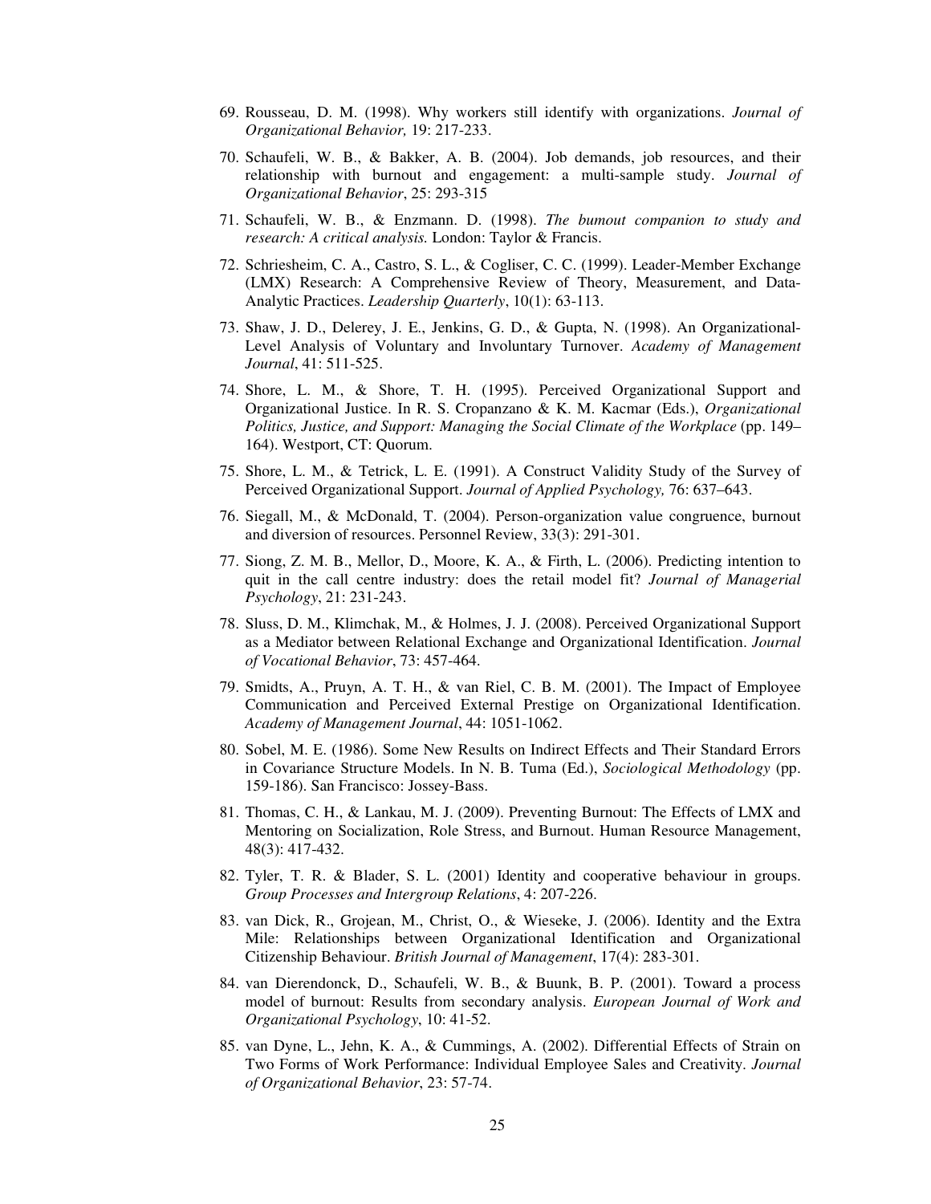69. Rousseau, D. M. (1998). Why workers still identify with organizations. *Journal of Organizational Behavior,* 19: 217-233.

70. Schaufeli, W. B., & Bakker, A. B. (2004). Job demands, job resources, and their relationship with burnout and engagement: a multi-sample study. *Journal of Organizational Behavior*, 25: 293-315

71. Schaufeli, W. B., & Enzmann. D. (1998). *The bumout companion to study and research: A critical analysis.* London: Taylor & Francis.

72. Schriesheim, C. A., Castro, S. L., & Cogliser, C. C. (1999). Leader-Member Exchange (LMX) Research: A Comprehensive Review of Theory, Measurement, and Data-Analytic Practices. *Leadership Quarterly*, 10(1): 63-113.

73. Shaw, J. D., Delerey, J. E., Jenkins, G. D., & Gupta, N. (1998). An Organizational-Level Analysis of Voluntary and Involuntary Turnover. *Academy of Management Journal*, 41: 511-525.

74. Shore, L. M., & Shore, T. H. (1995). Perceived Organizational Support and Organizational Justice. In R. S. Cropanzano & K. M. Kacmar (Eds.), *Organizational Politics, Justice, and Support: Managing the Social Climate of the Workplace* (pp. 149–164). Westport, CT: Quorum.

75. Shore, L. M., & Tetrick, L. E. (1991). A Construct Validity Study of the Survey of Perceived Organizational Support. *Journal of Applied Psychology,* 76: 637–643.

76. Siegall, M., & McDonald, T. (2004). Person-organization value congruence, burnout and diversion of resources. Personnel Review, 33(3): 291-301.

77. Siong, Z. M. B., Mellor, D., Moore, K. A., & Firth, L. (2006). Predicting intention to quit in the call centre industry: does the retail model fit? *Journal of Managerial Psychology*, 21: 231-243.

78. Sluss, D. M., Klimchak, M., & Holmes, J. J. (2008). Perceived Organizational Support as a Mediator between Relational Exchange and Organizational Identification. *Journal of Vocational Behavior*, 73: 457-464.

79. Smidts, A., Pruyn, A. T. H., & van Riel, C. B. M. (2001). The Impact of Employee Communication and Perceived External Prestige on Organizational Identification. *Academy of Management Journal*, 44: 1051-1062.

80. Sobel, M. E. (1986). Some New Results on Indirect Effects and Their Standard Errors in Covariance Structure Models. In N. B. Tuma (Ed.), *Sociological Methodology* (pp. 159-186). San Francisco: Jossey-Bass.

81. Thomas, C. H., & Lankau, M. J. (2009). Preventing Burnout: The Effects of LMX and Mentoring on Socialization, Role Stress, and Burnout. Human Resource Management, 48(3): 417-432.

82. Tyler, T. R. & Blader, S. L. (2001) Identity and cooperative behaviour in groups. *Group Processes and Intergroup Relations*, 4: 207-226.

83. van Dick, R., Grojean, M., Christ, O., & Wieseke, J. (2006). Identity and the Extra Mile: Relationships between Organizational Identification and Organizational Citizenship Behaviour. *British Journal of Management*, 17(4): 283-301.

84. van Dierendonck, D., Schaufeli, W. B., & Buunk, B. P. (2001). Toward a process model of burnout: Results from secondary analysis. *European Journal of Work and Organizational Psychology*, 10: 41-52.

85. van Dyne, L., Jehn, K. A., & Cummings, A. (2002). Differential Effects of Strain on Two Forms of Work Performance: Individual Employee Sales and Creativity. *Journal of Organizational Behavior*, 23: 57-74.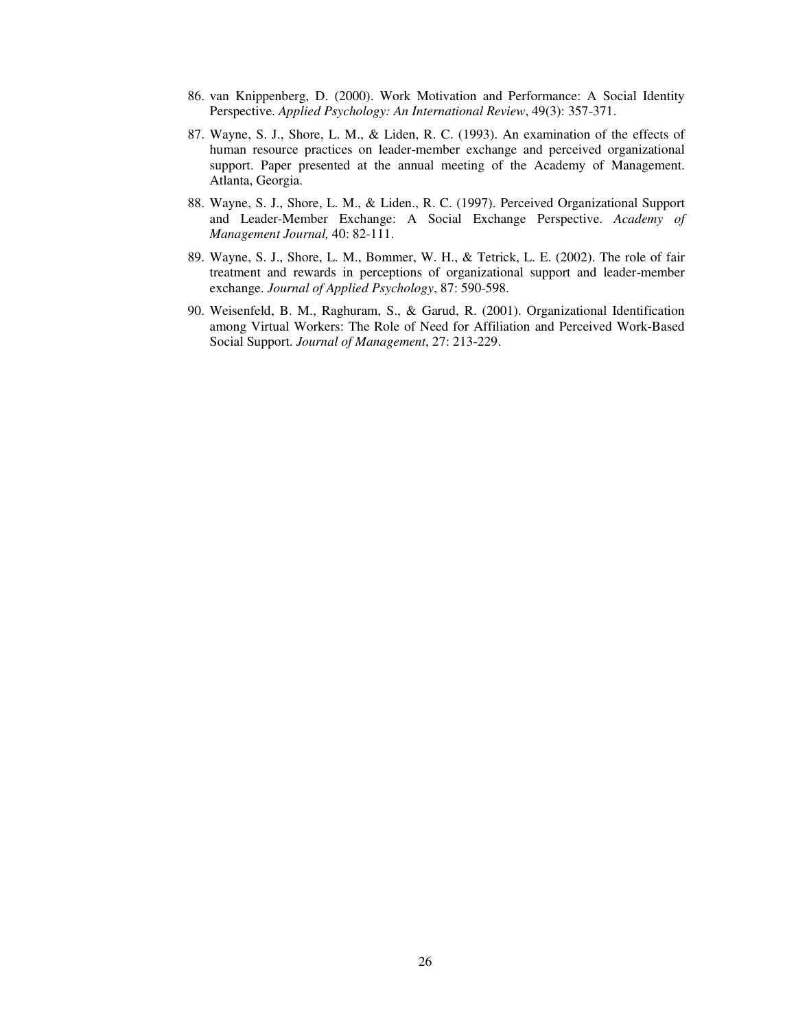86. van Knippenberg, D. (2000). Work Motivation and Performance: A Social Identity Perspective. *Applied Psychology: An International Review*, 49(3): 357-371.

87. Wayne, S. J., Shore, L. M., & Liden, R. C. (1993). An examination of the effects of human resource practices on leader-member exchange and perceived organizational support. Paper presented at the annual meeting of the Academy of Management. Atlanta, Georgia.

88. Wayne, S. J., Shore, L. M., & Liden., R. C. (1997). Perceived Organizational Support and Leader-Member Exchange: A Social Exchange Perspective. *Academy of Management Journal,* 40: 82-111.

89. Wayne, S. J., Shore, L. M., Bommer, W. H., & Tetrick, L. E. (2002). The role of fair treatment and rewards in perceptions of organizational support and leader-member exchange. *Journal of Applied Psychology*, 87: 590-598.

90. Weisenfeld, B. M., Raghuram, S., & Garud, R. (2001). Organizational Identification among Virtual Workers: The Role of Need for Affiliation and Perceived Work-Based Social Support. *Journal of Management*, 27: 213-229.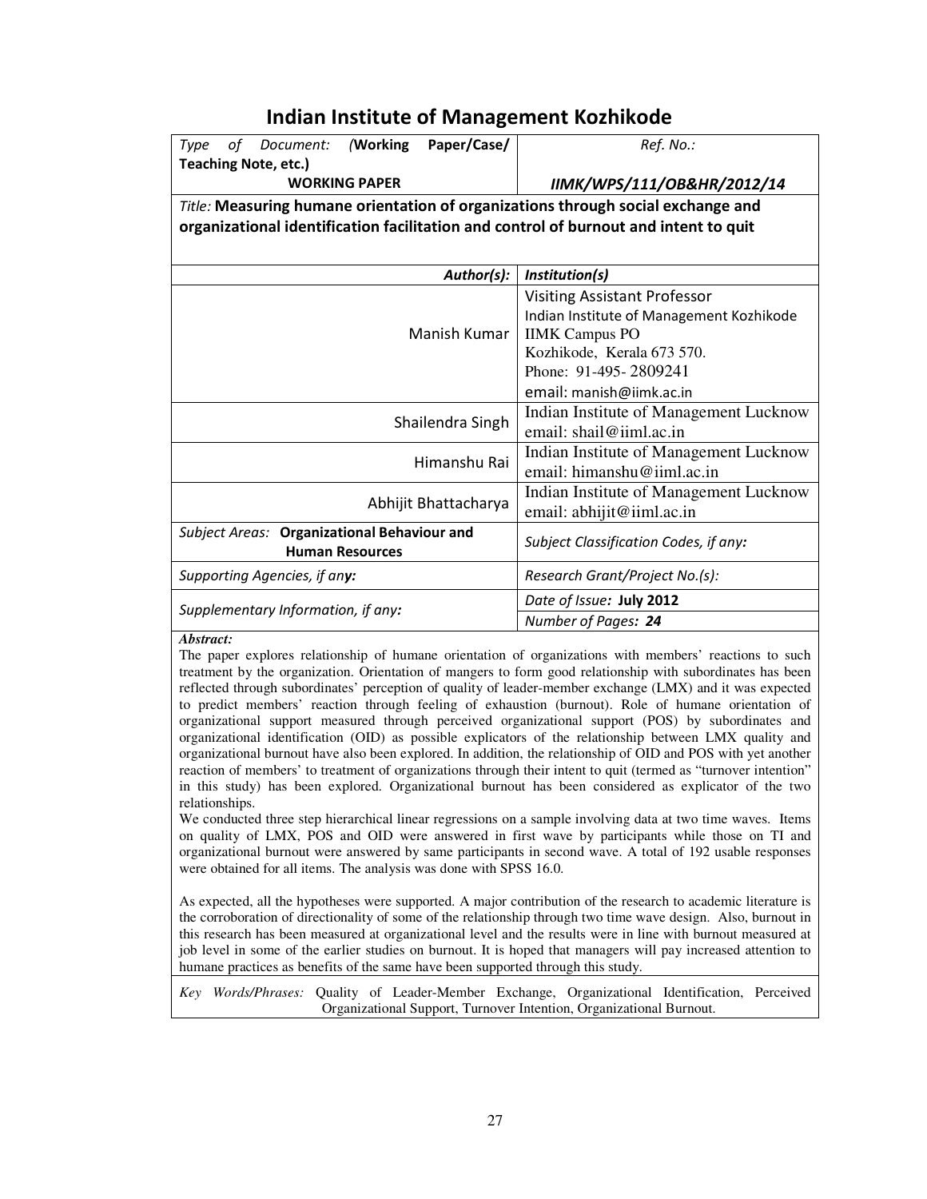# Indian Institute of Management Kozhikode

| | |
|---|---|
| *Type of Document:* (**Working Paper/Case/ Teaching Note, etc.)** **WORKING PAPER** | *Ref. No.:* ***IIMK/WPS/111/OB&HR/2012/14*** |
| *Title:* **Measuring humane orientation of organizations through social exchange and organizational identification facilitation and control of burnout and intent to quit** | |
| ***Author(s):*** | ***Institution(s)*** |
| Manish Kumar | Visiting Assistant Professor<br>Indian Institute of Management Kozhikode<br>IIMK Campus PO<br>Kozhikode, Kerala 673 570.<br>Phone: 91-495- 2809241<br>email: manish@iimk.ac.in |
| Shailendra Singh | Indian Institute of Management Lucknow<br>email: shail@iiml.ac.in |
| Himanshu Rai | Indian Institute of Management Lucknow<br>email: himanshu@iiml.ac.in |
| Abhijit Bhattacharya | Indian Institute of Management Lucknow<br>email: abhijit@iiml.ac.in |
| *Subject Areas:* **Organizational Behaviour and Human Resources** | *Subject Classification Codes, if any:* |
| *Supporting Agencies, if any:* | *Research Grant/Project No.(s):* |
| *Supplementary Information, if any:* | *Date of Issue:* **July 2012** |
| | *Number of Pages:* ***24*** |

***Abstract:***

The paper explores relationship of humane orientation of organizations with members' reactions to such treatment by the organization. Orientation of mangers to form good relationship with subordinates has been reflected through subordinates' perception of quality of leader-member exchange (LMX) and it was expected to predict members' reaction through feeling of exhaustion (burnout). Role of humane orientation of organizational support measured through perceived organizational support (POS) by subordinates and organizational identification (OID) as possible explicators of the relationship between LMX quality and organizational burnout have also been explored. In addition, the relationship of OID and POS with yet another reaction of members' to treatment of organizations through their intent to quit (termed as "turnover intention" in this study) has been explored. Organizational burnout has been considered as explicator of the two relationships.

We conducted three step hierarchical linear regressions on a sample involving data at two time waves. Items on quality of LMX, POS and OID were answered in first wave by participants while those on TI and organizational burnout were answered by same participants in second wave. A total of 192 usable responses were obtained for all items. The analysis was done with SPSS 16.0.

As expected, all the hypotheses were supported. A major contribution of the research to academic literature is the corroboration of directionality of some of the relationship through two time wave design. Also, burnout in this research has been measured at organizational level and the results were in line with burnout measured at job level in some of the earlier studies on burnout. It is hoped that managers will pay increased attention to humane practices as benefits of the same have been supported through this study.

*Key Words/Phrases:* Quality of Leader-Member Exchange, Organizational Identification, Perceived Organizational Support, Turnover Intention, Organizational Burnout.